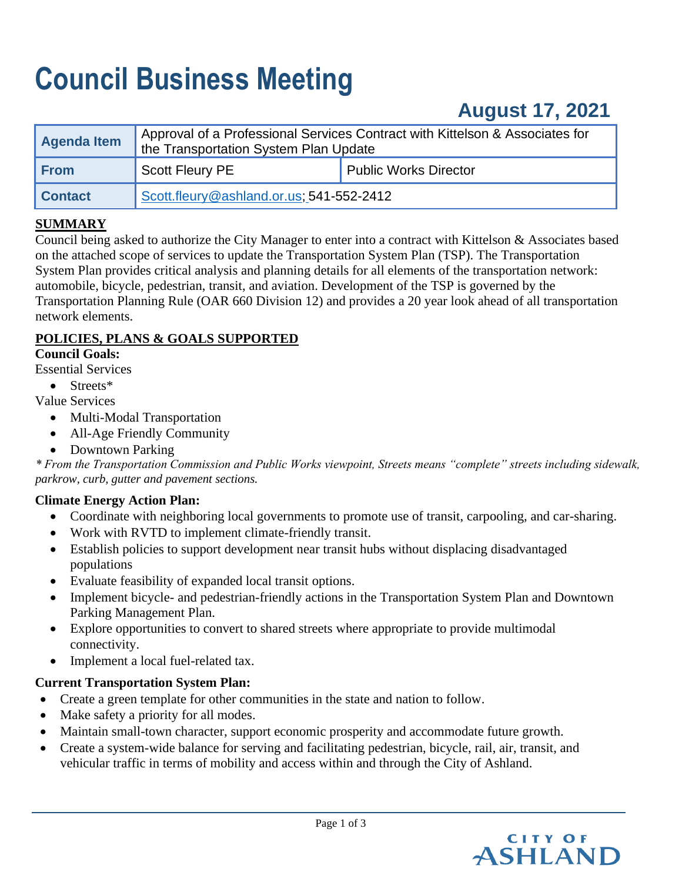# Council Business Meeting

## August 17, 2021

| Agenda Item | Approval of a Professional Services Contract with Kittelson & Associates for the Transportation System Plan Update | |
|---|---|---|
| From | Scott Fleury PE | Public Works Director |
| Contact | Scott.fleury@ashland.or.us; 541-552-2412 | |

**SUMMARY**

Council being asked to authorize the City Manager to enter into a contract with Kittelson & Associates based on the attached scope of services to update the Transportation System Plan (TSP). The Transportation System Plan provides critical analysis and planning details for all elements of the transportation network: automobile, bicycle, pedestrian, transit, and aviation. Development of the TSP is governed by the Transportation Planning Rule (OAR 660 Division 12) and provides a 20 year look ahead of all transportation network elements.

**POLICIES, PLANS & GOALS SUPPORTED**

**Council Goals:**

Essential Services

- Streets*

Value Services

- Multi-Modal Transportation
- All-Age Friendly Community
- Downtown Parking

*\* From the Transportation Commission and Public Works viewpoint, Streets means "complete" streets including sidewalk, parkrow, curb, gutter and pavement sections.*

**Climate Energy Action Plan:**

- Coordinate with neighboring local governments to promote use of transit, carpooling, and car-sharing.
- Work with RVTD to implement climate-friendly transit.
- Establish policies to support development near transit hubs without displacing disadvantaged populations
- Evaluate feasibility of expanded local transit options.
- Implement bicycle- and pedestrian-friendly actions in the Transportation System Plan and Downtown Parking Management Plan.
- Explore opportunities to convert to shared streets where appropriate to provide multimodal connectivity.
- Implement a local fuel-related tax.

**Current Transportation System Plan:**

- Create a green template for other communities in the state and nation to follow.
- Make safety a priority for all modes.
- Maintain small-town character, support economic prosperity and accommodate future growth.
- Create a system-wide balance for serving and facilitating pedestrian, bicycle, rail, air, transit, and vehicular traffic in terms of mobility and access within and through the City of Ashland.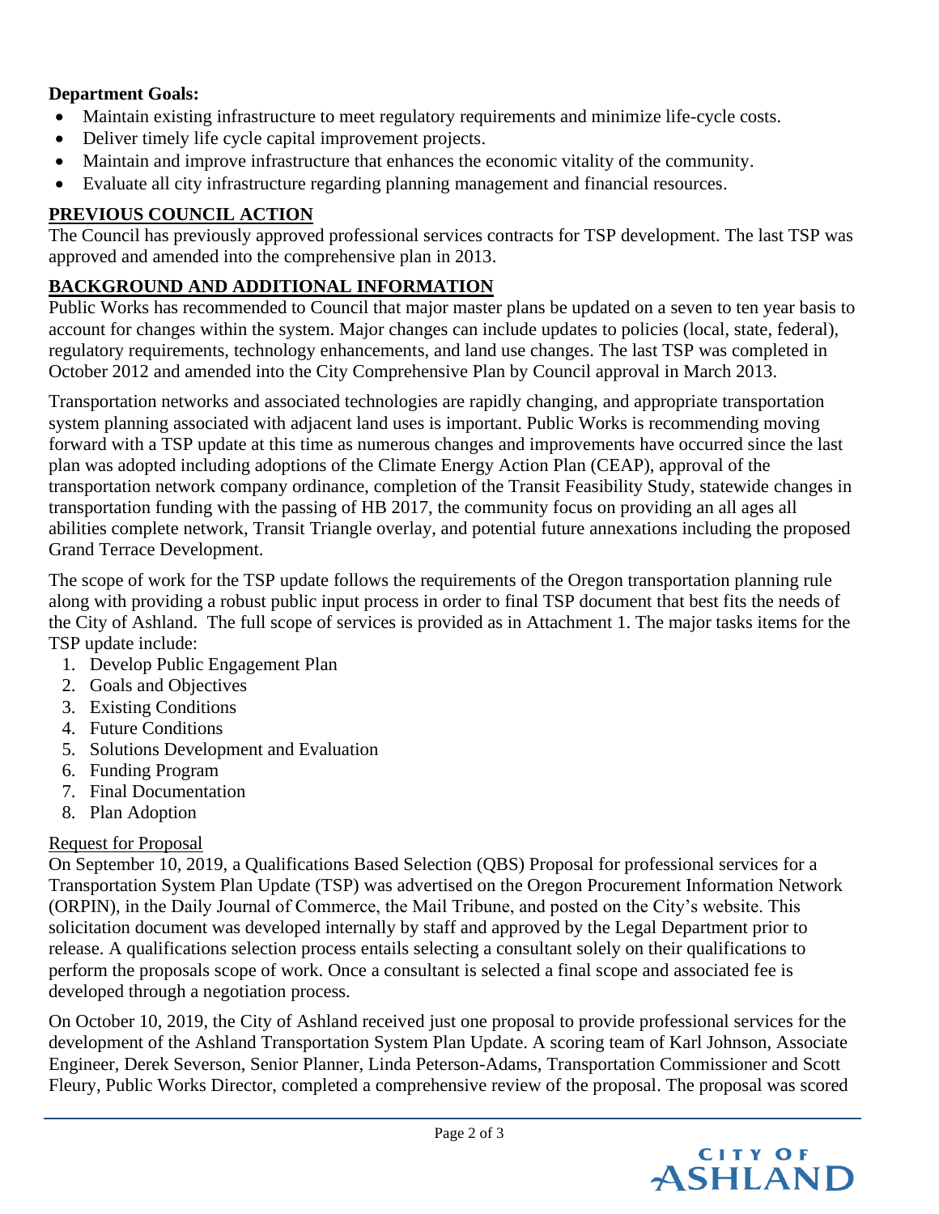**Department Goals:**

- Maintain existing infrastructure to meet regulatory requirements and minimize life-cycle costs.
- Deliver timely life cycle capital improvement projects.
- Maintain and improve infrastructure that enhances the economic vitality of the community.
- Evaluate all city infrastructure regarding planning management and financial resources.

## PREVIOUS COUNCIL ACTION

The Council has previously approved professional services contracts for TSP development. The last TSP was approved and amended into the comprehensive plan in 2013.

## BACKGROUND AND ADDITIONAL INFORMATION

Public Works has recommended to Council that major master plans be updated on a seven to ten year basis to account for changes within the system. Major changes can include updates to policies (local, state, federal), regulatory requirements, technology enhancements, and land use changes. The last TSP was completed in October 2012 and amended into the City Comprehensive Plan by Council approval in March 2013.

Transportation networks and associated technologies are rapidly changing, and appropriate transportation system planning associated with adjacent land uses is important. Public Works is recommending moving forward with a TSP update at this time as numerous changes and improvements have occurred since the last plan was adopted including adoptions of the Climate Energy Action Plan (CEAP), approval of the transportation network company ordinance, completion of the Transit Feasibility Study, statewide changes in transportation funding with the passing of HB 2017, the community focus on providing an all ages all abilities complete network, Transit Triangle overlay, and potential future annexations including the proposed Grand Terrace Development.

The scope of work for the TSP update follows the requirements of the Oregon transportation planning rule along with providing a robust public input process in order to final TSP document that best fits the needs of the City of Ashland. The full scope of services is provided as in Attachment 1. The major tasks items for the TSP update include:

1. Develop Public Engagement Plan
2. Goals and Objectives
3. Existing Conditions
4. Future Conditions
5. Solutions Development and Evaluation
6. Funding Program
7. Final Documentation
8. Plan Adoption

Request for Proposal

On September 10, 2019, a Qualifications Based Selection (QBS) Proposal for professional services for a Transportation System Plan Update (TSP) was advertised on the Oregon Procurement Information Network (ORPIN), in the Daily Journal of Commerce, the Mail Tribune, and posted on the City's website. This solicitation document was developed internally by staff and approved by the Legal Department prior to release. A qualifications selection process entails selecting a consultant solely on their qualifications to perform the proposals scope of work. Once a consultant is selected a final scope and associated fee is developed through a negotiation process.

On October 10, 2019, the City of Ashland received just one proposal to provide professional services for the development of the Ashland Transportation System Plan Update. A scoring team of Karl Johnson, Associate Engineer, Derek Severson, Senior Planner, Linda Peterson-Adams, Transportation Commissioner and Scott Fleury, Public Works Director, completed a comprehensive review of the proposal. The proposal was scored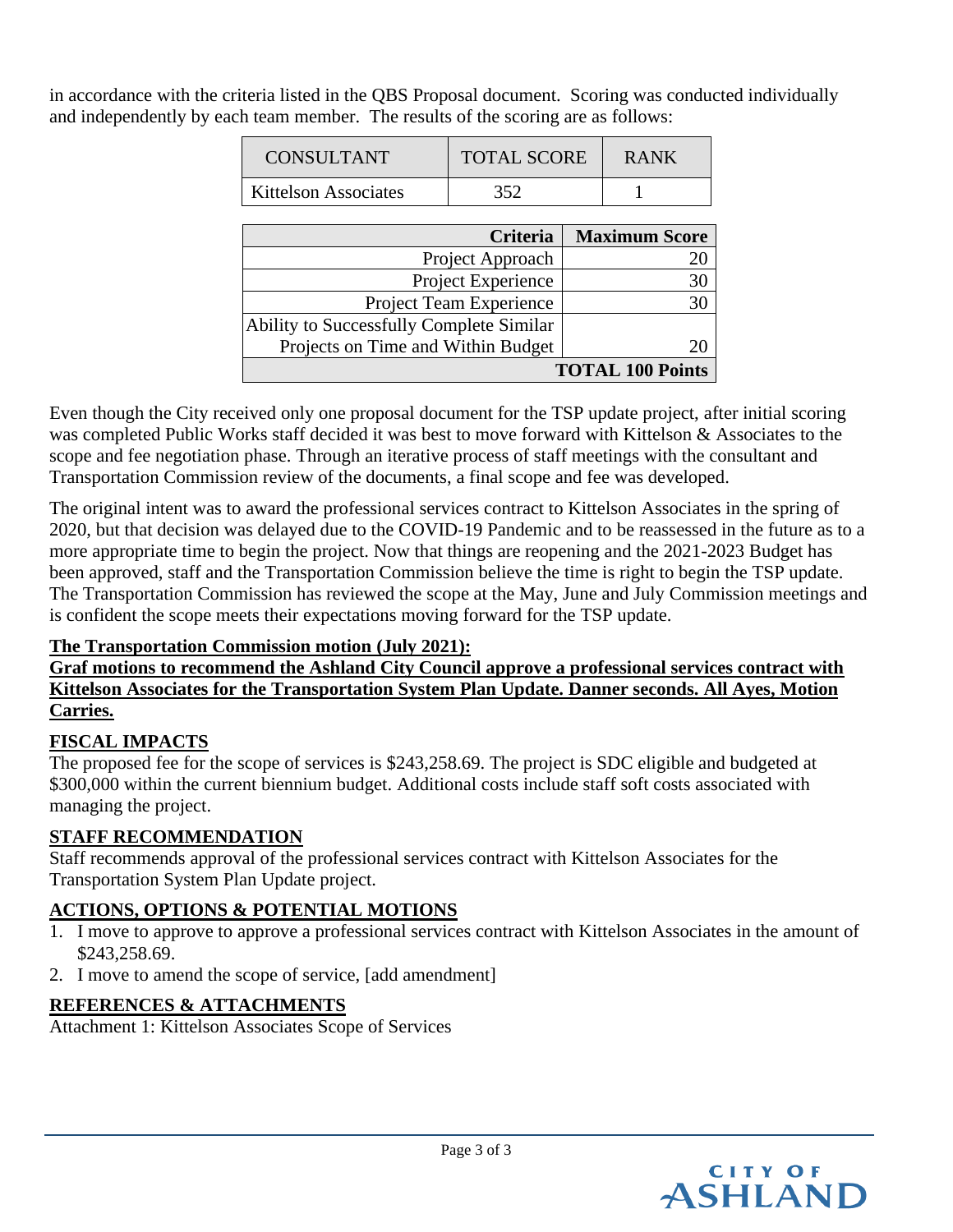in accordance with the criteria listed in the QBS Proposal document. Scoring was conducted individually and independently by each team member. The results of the scoring are as follows:

| CONSULTANT | TOTAL SCORE | RANK |
|---|---|---|
| Kittelson Associates | 352 | 1 |

| Criteria | Maximum Score |
|---|---|
| Project Approach | 20 |
| Project Experience | 30 |
| Project Team Experience | 30 |
| Ability to Successfully Complete Similar Projects on Time and Within Budget | 20 |
| **TOTAL 100 Points** | |

Even though the City received only one proposal document for the TSP update project, after initial scoring was completed Public Works staff decided it was best to move forward with Kittelson & Associates to the scope and fee negotiation phase. Through an iterative process of staff meetings with the consultant and Transportation Commission review of the documents, a final scope and fee was developed.

The original intent was to award the professional services contract to Kittelson Associates in the spring of 2020, but that decision was delayed due to the COVID-19 Pandemic and to be reassessed in the future as to a more appropriate time to begin the project. Now that things are reopening and the 2021-2023 Budget has been approved, staff and the Transportation Commission believe the time is right to begin the TSP update. The Transportation Commission has reviewed the scope at the May, June and July Commission meetings and is confident the scope meets their expectations moving forward for the TSP update.

**The Transportation Commission motion (July 2021):**
**Graf motions to recommend the Ashland City Council approve a professional services contract with Kittelson Associates for the Transportation System Plan Update. Danner seconds. All Ayes, Motion Carries.**

## FISCAL IMPACTS

The proposed fee for the scope of services is $243,258.69. The project is SDC eligible and budgeted at $300,000 within the current biennium budget. Additional costs include staff soft costs associated with managing the project.

## STAFF RECOMMENDATION

Staff recommends approval of the professional services contract with Kittelson Associates for the Transportation System Plan Update project.

## ACTIONS, OPTIONS & POTENTIAL MOTIONS

1. I move to approve to approve a professional services contract with Kittelson Associates in the amount of $243,258.69.
2. I move to amend the scope of service, [add amendment]

## REFERENCES & ATTACHMENTS

Attachment 1: Kittelson Associates Scope of Services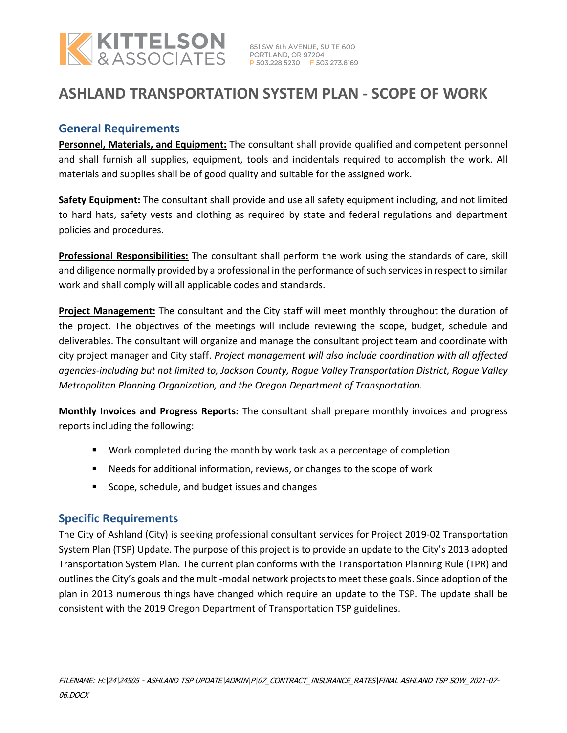# ASHLAND TRANSPORTATION SYSTEM PLAN - SCOPE OF WORK

## General Requirements

**Personnel, Materials, and Equipment:** The consultant shall provide qualified and competent personnel and shall furnish all supplies, equipment, tools and incidentals required to accomplish the work. All materials and supplies shall be of good quality and suitable for the assigned work.

**Safety Equipment:** The consultant shall provide and use all safety equipment including, and not limited to hard hats, safety vests and clothing as required by state and federal regulations and department policies and procedures.

**Professional Responsibilities:** The consultant shall perform the work using the standards of care, skill and diligence normally provided by a professional in the performance of such services in respect to similar work and shall comply will all applicable codes and standards.

**Project Management:** The consultant and the City staff will meet monthly throughout the duration of the project. The objectives of the meetings will include reviewing the scope, budget, schedule and deliverables. The consultant will organize and manage the consultant project team and coordinate with city project manager and City staff. *Project management will also include coordination with all affected agencies-including but not limited to, Jackson County, Rogue Valley Transportation District, Rogue Valley Metropolitan Planning Organization, and the Oregon Department of Transportation.*

**Monthly Invoices and Progress Reports:** The consultant shall prepare monthly invoices and progress reports including the following:

- Work completed during the month by work task as a percentage of completion
- Needs for additional information, reviews, or changes to the scope of work
- Scope, schedule, and budget issues and changes

## Specific Requirements

The City of Ashland (City) is seeking professional consultant services for Project 2019-02 Transportation System Plan (TSP) Update. The purpose of this project is to provide an update to the City's 2013 adopted Transportation System Plan. The current plan conforms with the Transportation Planning Rule (TPR) and outlines the City's goals and the multi-modal network projects to meet these goals. Since adoption of the plan in 2013 numerous things have changed which require an update to the TSP. The update shall be consistent with the 2019 Oregon Department of Transportation TSP guidelines.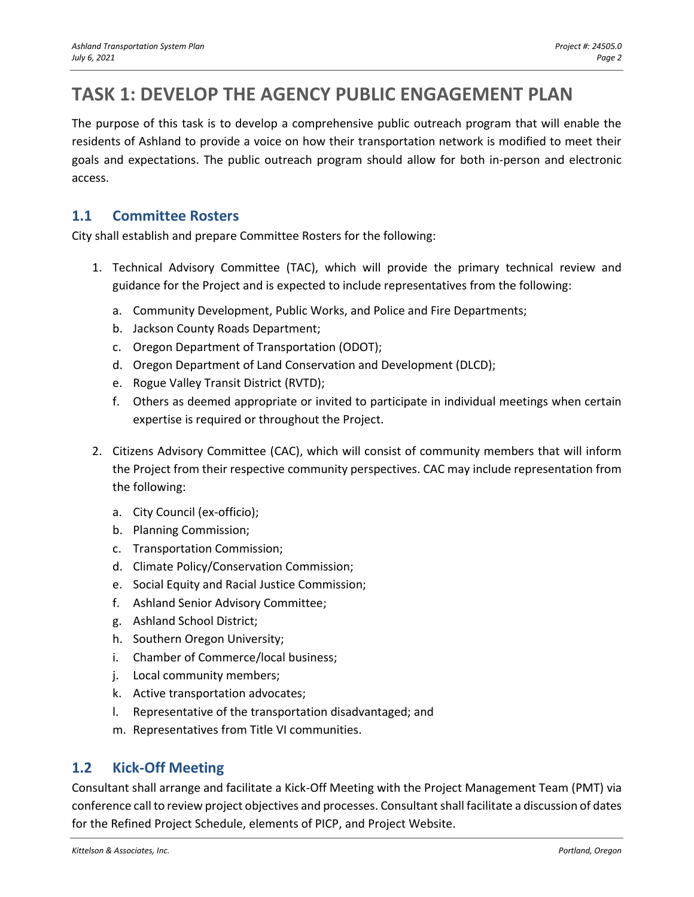# TASK 1: DEVELOP THE AGENCY PUBLIC ENGAGEMENT PLAN

The purpose of this task is to develop a comprehensive public outreach program that will enable the residents of Ashland to provide a voice on how their transportation network is modified to meet their goals and expectations. The public outreach program should allow for both in-person and electronic access.

## 1.1 Committee Rosters

City shall establish and prepare Committee Rosters for the following:

1. Technical Advisory Committee (TAC), which will provide the primary technical review and guidance for the Project and is expected to include representatives from the following:
   a. Community Development, Public Works, and Police and Fire Departments;
   b. Jackson County Roads Department;
   c. Oregon Department of Transportation (ODOT);
   d. Oregon Department of Land Conservation and Development (DLCD);
   e. Rogue Valley Transit District (RVTD);
   f. Others as deemed appropriate or invited to participate in individual meetings when certain expertise is required or throughout the Project.

2. Citizens Advisory Committee (CAC), which will consist of community members that will inform the Project from their respective community perspectives. CAC may include representation from the following:
   a. City Council (ex-officio);
   b. Planning Commission;
   c. Transportation Commission;
   d. Climate Policy/Conservation Commission;
   e. Social Equity and Racial Justice Commission;
   f. Ashland Senior Advisory Committee;
   g. Ashland School District;
   h. Southern Oregon University;
   i. Chamber of Commerce/local business;
   j. Local community members;
   k. Active transportation advocates;
   l. Representative of the transportation disadvantaged; and
   m. Representatives from Title VI communities.

## 1.2 Kick-Off Meeting

Consultant shall arrange and facilitate a Kick-Off Meeting with the Project Management Team (PMT) via conference call to review project objectives and processes. Consultant shall facilitate a discussion of dates for the Refined Project Schedule, elements of PICP, and Project Website.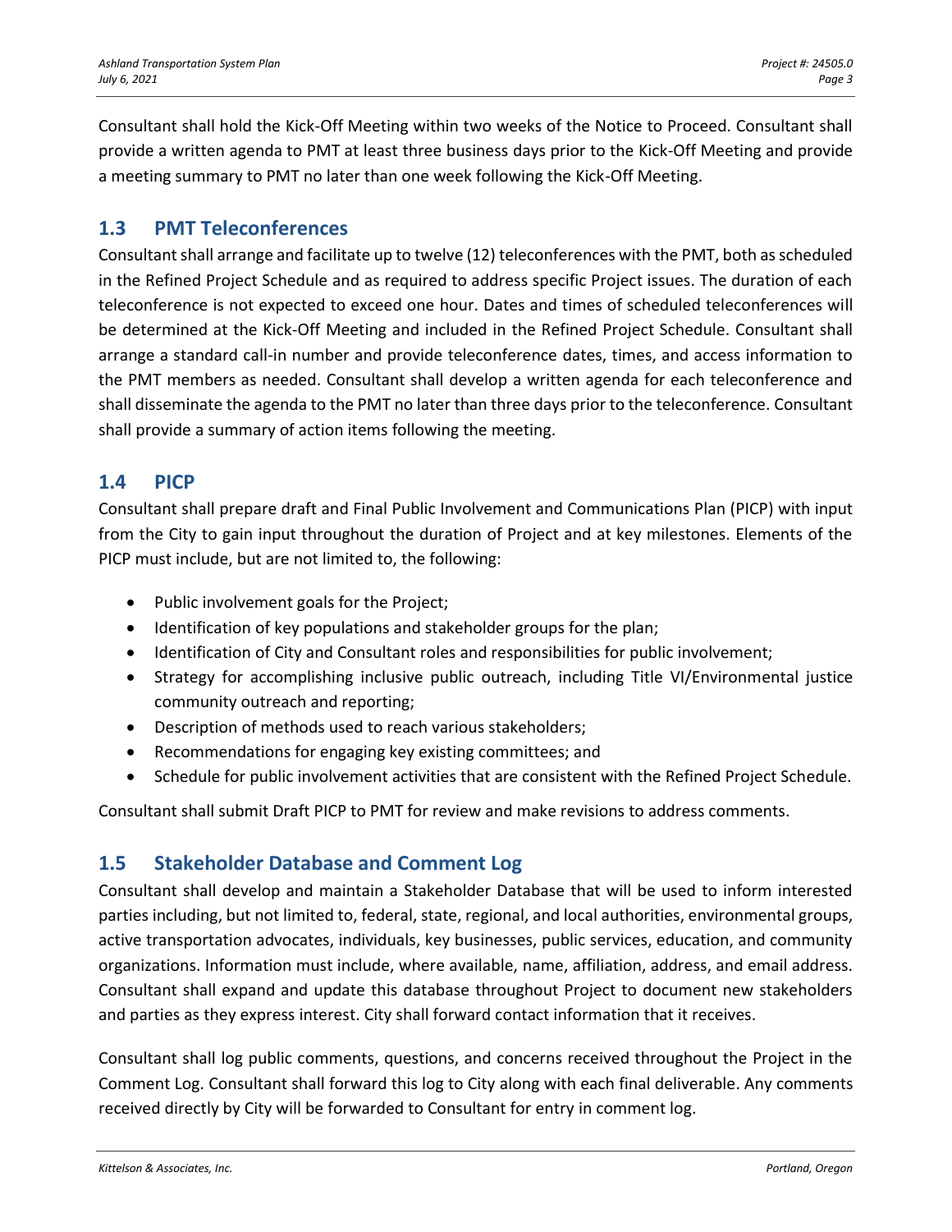Consultant shall hold the Kick-Off Meeting within two weeks of the Notice to Proceed. Consultant shall provide a written agenda to PMT at least three business days prior to the Kick-Off Meeting and provide a meeting summary to PMT no later than one week following the Kick-Off Meeting.

## 1.3 PMT Teleconferences

Consultant shall arrange and facilitate up to twelve (12) teleconferences with the PMT, both as scheduled in the Refined Project Schedule and as required to address specific Project issues. The duration of each teleconference is not expected to exceed one hour. Dates and times of scheduled teleconferences will be determined at the Kick-Off Meeting and included in the Refined Project Schedule. Consultant shall arrange a standard call-in number and provide teleconference dates, times, and access information to the PMT members as needed. Consultant shall develop a written agenda for each teleconference and shall disseminate the agenda to the PMT no later than three days prior to the teleconference. Consultant shall provide a summary of action items following the meeting.

## 1.4 PICP

Consultant shall prepare draft and Final Public Involvement and Communications Plan (PICP) with input from the City to gain input throughout the duration of Project and at key milestones. Elements of the PICP must include, but are not limited to, the following:

- Public involvement goals for the Project;
- Identification of key populations and stakeholder groups for the plan;
- Identification of City and Consultant roles and responsibilities for public involvement;
- Strategy for accomplishing inclusive public outreach, including Title VI/Environmental justice community outreach and reporting;
- Description of methods used to reach various stakeholders;
- Recommendations for engaging key existing committees; and
- Schedule for public involvement activities that are consistent with the Refined Project Schedule.

Consultant shall submit Draft PICP to PMT for review and make revisions to address comments.

## 1.5 Stakeholder Database and Comment Log

Consultant shall develop and maintain a Stakeholder Database that will be used to inform interested parties including, but not limited to, federal, state, regional, and local authorities, environmental groups, active transportation advocates, individuals, key businesses, public services, education, and community organizations. Information must include, where available, name, affiliation, address, and email address. Consultant shall expand and update this database throughout Project to document new stakeholders and parties as they express interest. City shall forward contact information that it receives.

Consultant shall log public comments, questions, and concerns received throughout the Project in the Comment Log. Consultant shall forward this log to City along with each final deliverable. Any comments received directly by City will be forwarded to Consultant for entry in comment log.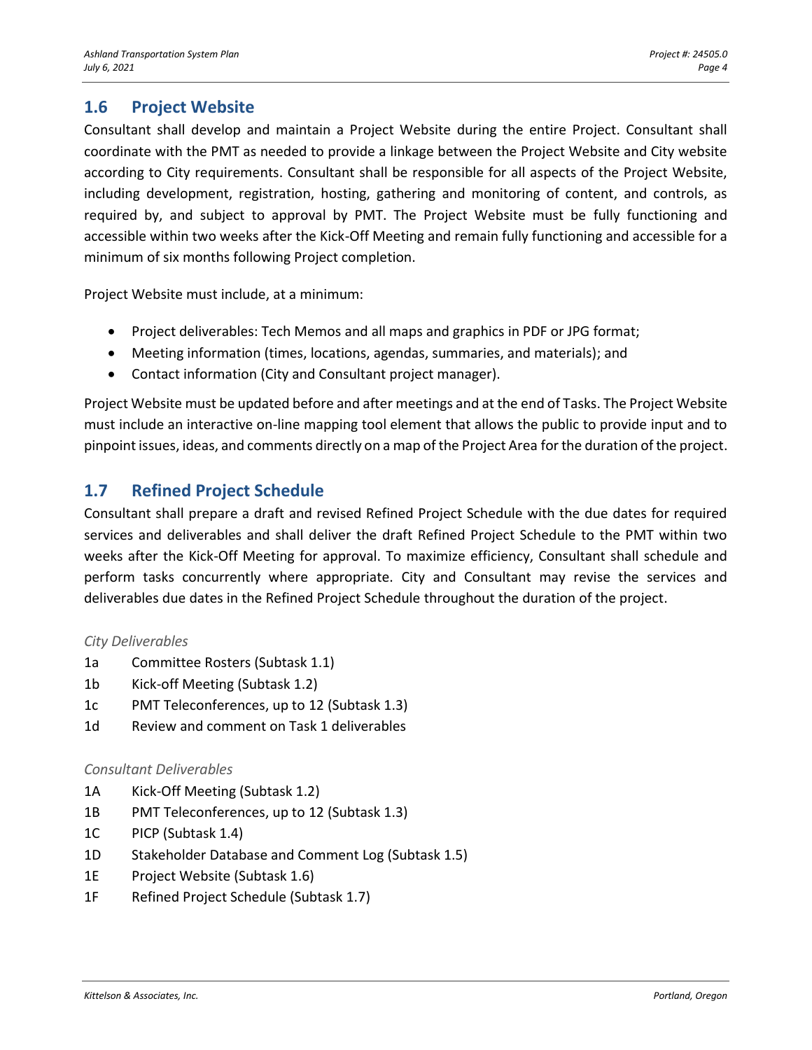## 1.6 Project Website

Consultant shall develop and maintain a Project Website during the entire Project. Consultant shall coordinate with the PMT as needed to provide a linkage between the Project Website and City website according to City requirements. Consultant shall be responsible for all aspects of the Project Website, including development, registration, hosting, gathering and monitoring of content, and controls, as required by, and subject to approval by PMT. The Project Website must be fully functioning and accessible within two weeks after the Kick-Off Meeting and remain fully functioning and accessible for a minimum of six months following Project completion.

Project Website must include, at a minimum:

- Project deliverables: Tech Memos and all maps and graphics in PDF or JPG format;
- Meeting information (times, locations, agendas, summaries, and materials); and
- Contact information (City and Consultant project manager).

Project Website must be updated before and after meetings and at the end of Tasks. The Project Website must include an interactive on-line mapping tool element that allows the public to provide input and to pinpoint issues, ideas, and comments directly on a map of the Project Area for the duration of the project.

## 1.7 Refined Project Schedule

Consultant shall prepare a draft and revised Refined Project Schedule with the due dates for required services and deliverables and shall deliver the draft Refined Project Schedule to the PMT within two weeks after the Kick-Off Meeting for approval. To maximize efficiency, Consultant shall schedule and perform tasks concurrently where appropriate. City and Consultant may revise the services and deliverables due dates in the Refined Project Schedule throughout the duration of the project.

*City Deliverables*

1a Committee Rosters (Subtask 1.1)
1b Kick-off Meeting (Subtask 1.2)
1c PMT Teleconferences, up to 12 (Subtask 1.3)
1d Review and comment on Task 1 deliverables

*Consultant Deliverables*

1A Kick-Off Meeting (Subtask 1.2)
1B PMT Teleconferences, up to 12 (Subtask 1.3)
1C PICP (Subtask 1.4)
1D Stakeholder Database and Comment Log (Subtask 1.5)
1E Project Website (Subtask 1.6)
1F Refined Project Schedule (Subtask 1.7)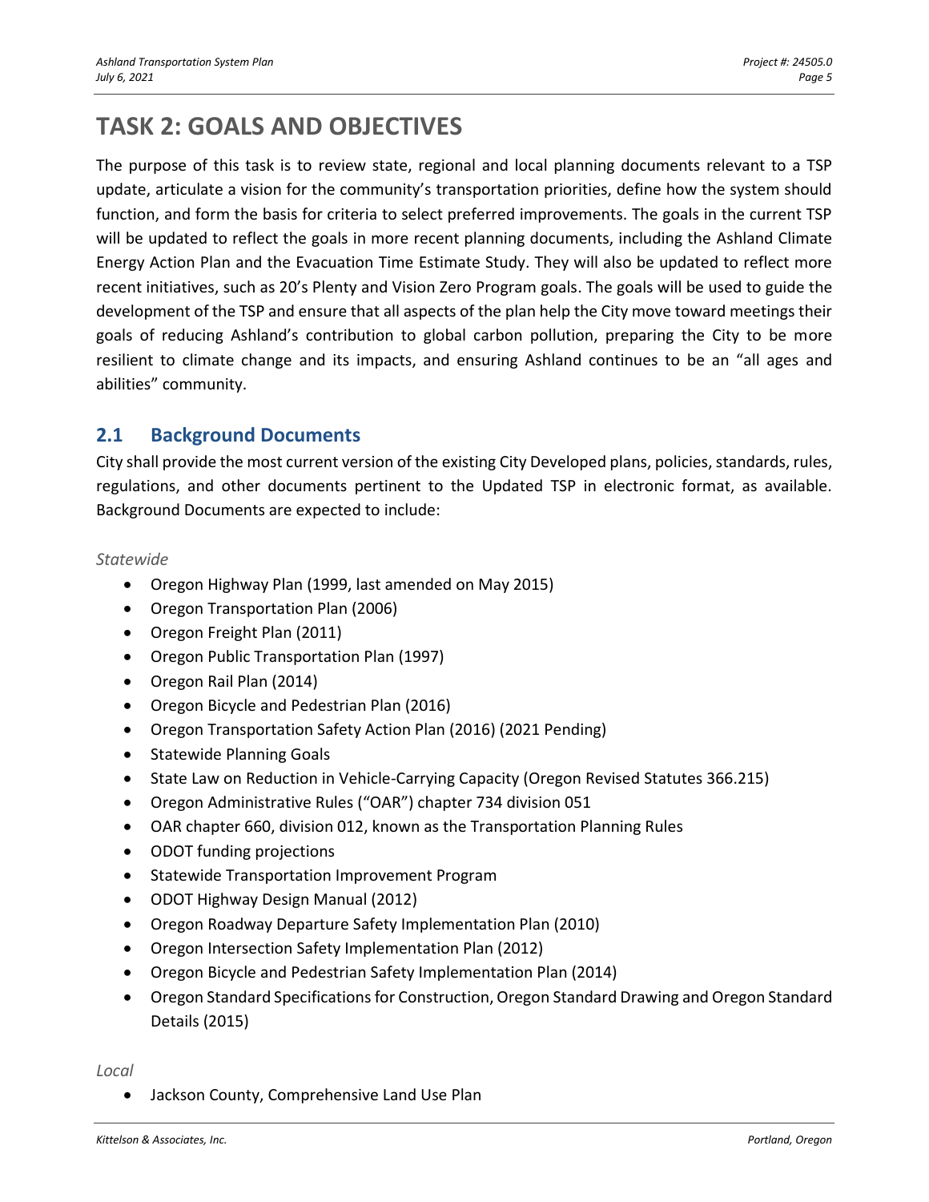# TASK 2: GOALS AND OBJECTIVES

The purpose of this task is to review state, regional and local planning documents relevant to a TSP update, articulate a vision for the community's transportation priorities, define how the system should function, and form the basis for criteria to select preferred improvements. The goals in the current TSP will be updated to reflect the goals in more recent planning documents, including the Ashland Climate Energy Action Plan and the Evacuation Time Estimate Study. They will also be updated to reflect more recent initiatives, such as 20's Plenty and Vision Zero Program goals. The goals will be used to guide the development of the TSP and ensure that all aspects of the plan help the City move toward meetings their goals of reducing Ashland's contribution to global carbon pollution, preparing the City to be more resilient to climate change and its impacts, and ensuring Ashland continues to be an "all ages and abilities" community.

## 2.1 Background Documents

City shall provide the most current version of the existing City Developed plans, policies, standards, rules, regulations, and other documents pertinent to the Updated TSP in electronic format, as available. Background Documents are expected to include:

*Statewide*

- Oregon Highway Plan (1999, last amended on May 2015)
- Oregon Transportation Plan (2006)
- Oregon Freight Plan (2011)
- Oregon Public Transportation Plan (1997)
- Oregon Rail Plan (2014)
- Oregon Bicycle and Pedestrian Plan (2016)
- Oregon Transportation Safety Action Plan (2016) (2021 Pending)
- Statewide Planning Goals
- State Law on Reduction in Vehicle-Carrying Capacity (Oregon Revised Statutes 366.215)
- Oregon Administrative Rules ("OAR") chapter 734 division 051
- OAR chapter 660, division 012, known as the Transportation Planning Rules
- ODOT funding projections
- Statewide Transportation Improvement Program
- ODOT Highway Design Manual (2012)
- Oregon Roadway Departure Safety Implementation Plan (2010)
- Oregon Intersection Safety Implementation Plan (2012)
- Oregon Bicycle and Pedestrian Safety Implementation Plan (2014)
- Oregon Standard Specifications for Construction, Oregon Standard Drawing and Oregon Standard Details (2015)

*Local*

- Jackson County, Comprehensive Land Use Plan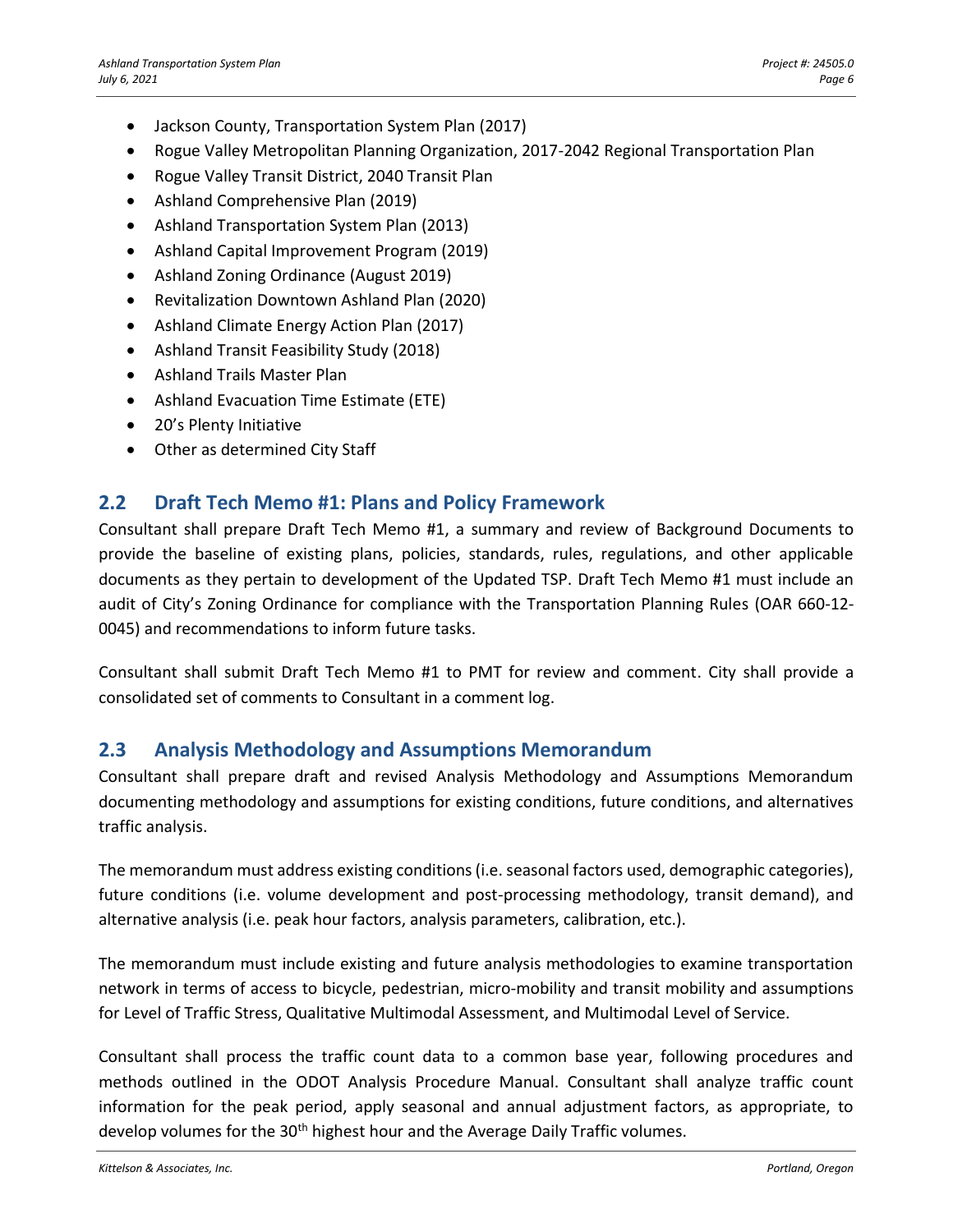- Jackson County, Transportation System Plan (2017)
- Rogue Valley Metropolitan Planning Organization, 2017-2042 Regional Transportation Plan
- Rogue Valley Transit District, 2040 Transit Plan
- Ashland Comprehensive Plan (2019)
- Ashland Transportation System Plan (2013)
- Ashland Capital Improvement Program (2019)
- Ashland Zoning Ordinance (August 2019)
- Revitalization Downtown Ashland Plan (2020)
- Ashland Climate Energy Action Plan (2017)
- Ashland Transit Feasibility Study (2018)
- Ashland Trails Master Plan
- Ashland Evacuation Time Estimate (ETE)
- 20's Plenty Initiative
- Other as determined City Staff

## 2.2 Draft Tech Memo #1: Plans and Policy Framework

Consultant shall prepare Draft Tech Memo #1, a summary and review of Background Documents to provide the baseline of existing plans, policies, standards, rules, regulations, and other applicable documents as they pertain to development of the Updated TSP. Draft Tech Memo #1 must include an audit of City's Zoning Ordinance for compliance with the Transportation Planning Rules (OAR 660-12-0045) and recommendations to inform future tasks.

Consultant shall submit Draft Tech Memo #1 to PMT for review and comment. City shall provide a consolidated set of comments to Consultant in a comment log.

## 2.3 Analysis Methodology and Assumptions Memorandum

Consultant shall prepare draft and revised Analysis Methodology and Assumptions Memorandum documenting methodology and assumptions for existing conditions, future conditions, and alternatives traffic analysis.

The memorandum must address existing conditions (i.e. seasonal factors used, demographic categories), future conditions (i.e. volume development and post-processing methodology, transit demand), and alternative analysis (i.e. peak hour factors, analysis parameters, calibration, etc.).

The memorandum must include existing and future analysis methodologies to examine transportation network in terms of access to bicycle, pedestrian, micro-mobility and transit mobility and assumptions for Level of Traffic Stress, Qualitative Multimodal Assessment, and Multimodal Level of Service.

Consultant shall process the traffic count data to a common base year, following procedures and methods outlined in the ODOT Analysis Procedure Manual. Consultant shall analyze traffic count information for the peak period, apply seasonal and annual adjustment factors, as appropriate, to develop volumes for the 30th highest hour and the Average Daily Traffic volumes.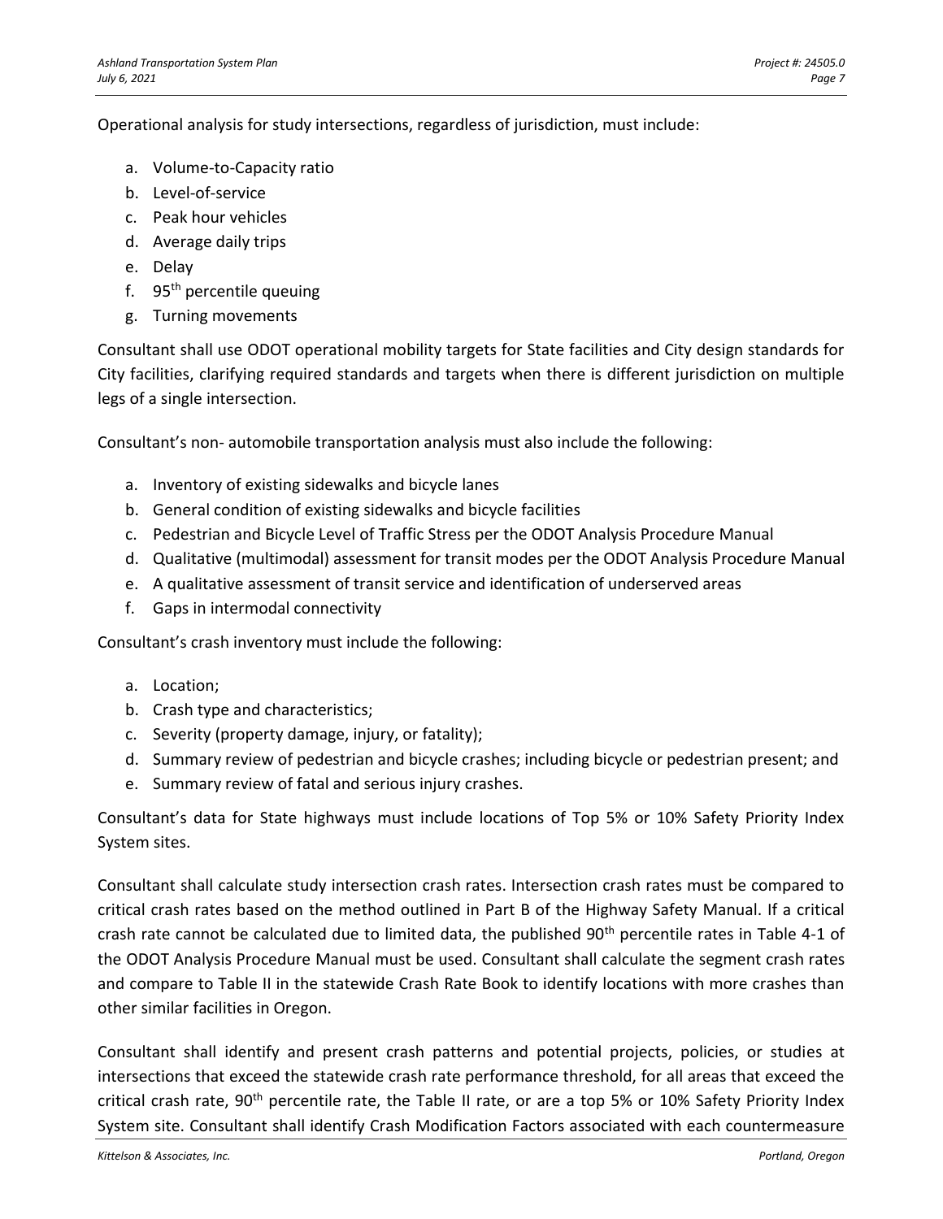Operational analysis for study intersections, regardless of jurisdiction, must include:

a. Volume-to-Capacity ratio
b. Level-of-service
c. Peak hour vehicles
d. Average daily trips
e. Delay
f. 95th percentile queuing
g. Turning movements

Consultant shall use ODOT operational mobility targets for State facilities and City design standards for City facilities, clarifying required standards and targets when there is different jurisdiction on multiple legs of a single intersection.

Consultant's non- automobile transportation analysis must also include the following:

a. Inventory of existing sidewalks and bicycle lanes
b. General condition of existing sidewalks and bicycle facilities
c. Pedestrian and Bicycle Level of Traffic Stress per the ODOT Analysis Procedure Manual
d. Qualitative (multimodal) assessment for transit modes per the ODOT Analysis Procedure Manual
e. A qualitative assessment of transit service and identification of underserved areas
f. Gaps in intermodal connectivity

Consultant's crash inventory must include the following:

a. Location;
b. Crash type and characteristics;
c. Severity (property damage, injury, or fatality);
d. Summary review of pedestrian and bicycle crashes; including bicycle or pedestrian present; and
e. Summary review of fatal and serious injury crashes.

Consultant's data for State highways must include locations of Top 5% or 10% Safety Priority Index System sites.

Consultant shall calculate study intersection crash rates. Intersection crash rates must be compared to critical crash rates based on the method outlined in Part B of the Highway Safety Manual. If a critical crash rate cannot be calculated due to limited data, the published 90th percentile rates in Table 4-1 of the ODOT Analysis Procedure Manual must be used. Consultant shall calculate the segment crash rates and compare to Table II in the statewide Crash Rate Book to identify locations with more crashes than other similar facilities in Oregon.

Consultant shall identify and present crash patterns and potential projects, policies, or studies at intersections that exceed the statewide crash rate performance threshold, for all areas that exceed the critical crash rate, 90th percentile rate, the Table II rate, or are a top 5% or 10% Safety Priority Index System site. Consultant shall identify Crash Modification Factors associated with each countermeasure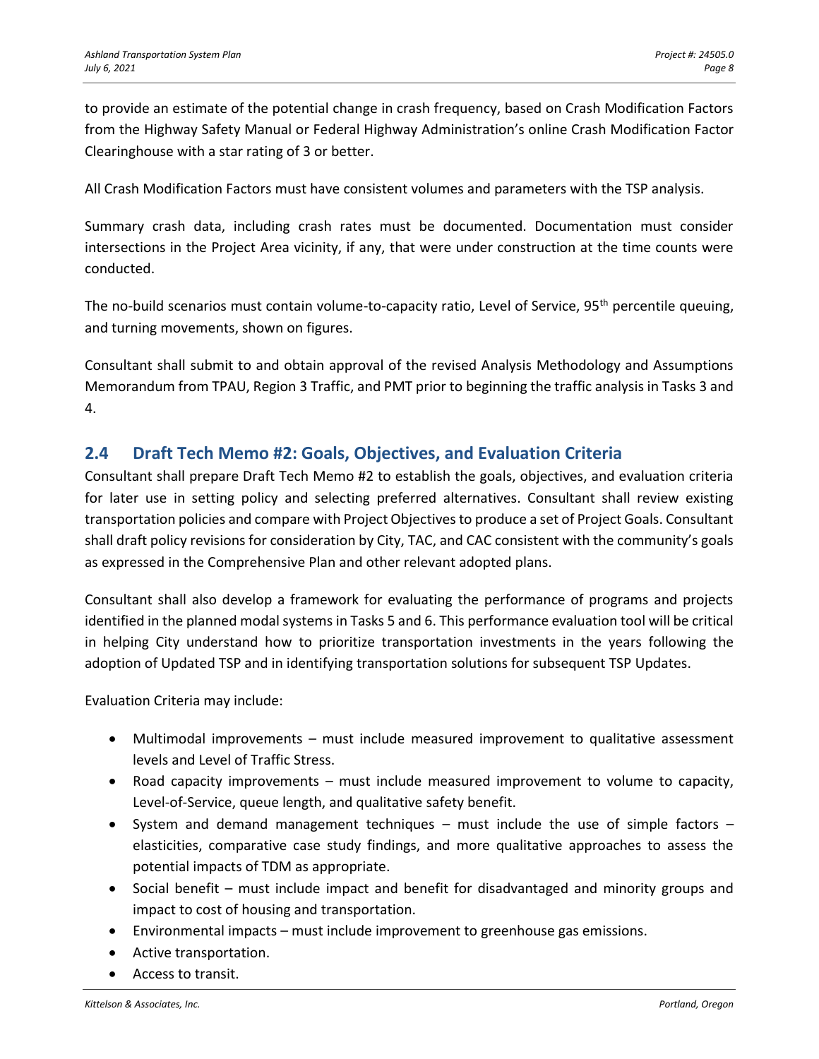to provide an estimate of the potential change in crash frequency, based on Crash Modification Factors from the Highway Safety Manual or Federal Highway Administration's online Crash Modification Factor Clearinghouse with a star rating of 3 or better.

All Crash Modification Factors must have consistent volumes and parameters with the TSP analysis.

Summary crash data, including crash rates must be documented. Documentation must consider intersections in the Project Area vicinity, if any, that were under construction at the time counts were conducted.

The no-build scenarios must contain volume-to-capacity ratio, Level of Service, 95th percentile queuing, and turning movements, shown on figures.

Consultant shall submit to and obtain approval of the revised Analysis Methodology and Assumptions Memorandum from TPAU, Region 3 Traffic, and PMT prior to beginning the traffic analysis in Tasks 3 and 4.

## 2.4 Draft Tech Memo #2: Goals, Objectives, and Evaluation Criteria

Consultant shall prepare Draft Tech Memo #2 to establish the goals, objectives, and evaluation criteria for later use in setting policy and selecting preferred alternatives. Consultant shall review existing transportation policies and compare with Project Objectives to produce a set of Project Goals. Consultant shall draft policy revisions for consideration by City, TAC, and CAC consistent with the community's goals as expressed in the Comprehensive Plan and other relevant adopted plans.

Consultant shall also develop a framework for evaluating the performance of programs and projects identified in the planned modal systems in Tasks 5 and 6. This performance evaluation tool will be critical in helping City understand how to prioritize transportation investments in the years following the adoption of Updated TSP and in identifying transportation solutions for subsequent TSP Updates.

Evaluation Criteria may include:

- Multimodal improvements – must include measured improvement to qualitative assessment levels and Level of Traffic Stress.
- Road capacity improvements – must include measured improvement to volume to capacity, Level-of-Service, queue length, and qualitative safety benefit.
- System and demand management techniques – must include the use of simple factors – elasticities, comparative case study findings, and more qualitative approaches to assess the potential impacts of TDM as appropriate.
- Social benefit – must include impact and benefit for disadvantaged and minority groups and impact to cost of housing and transportation.
- Environmental impacts – must include improvement to greenhouse gas emissions.
- Active transportation.
- Access to transit.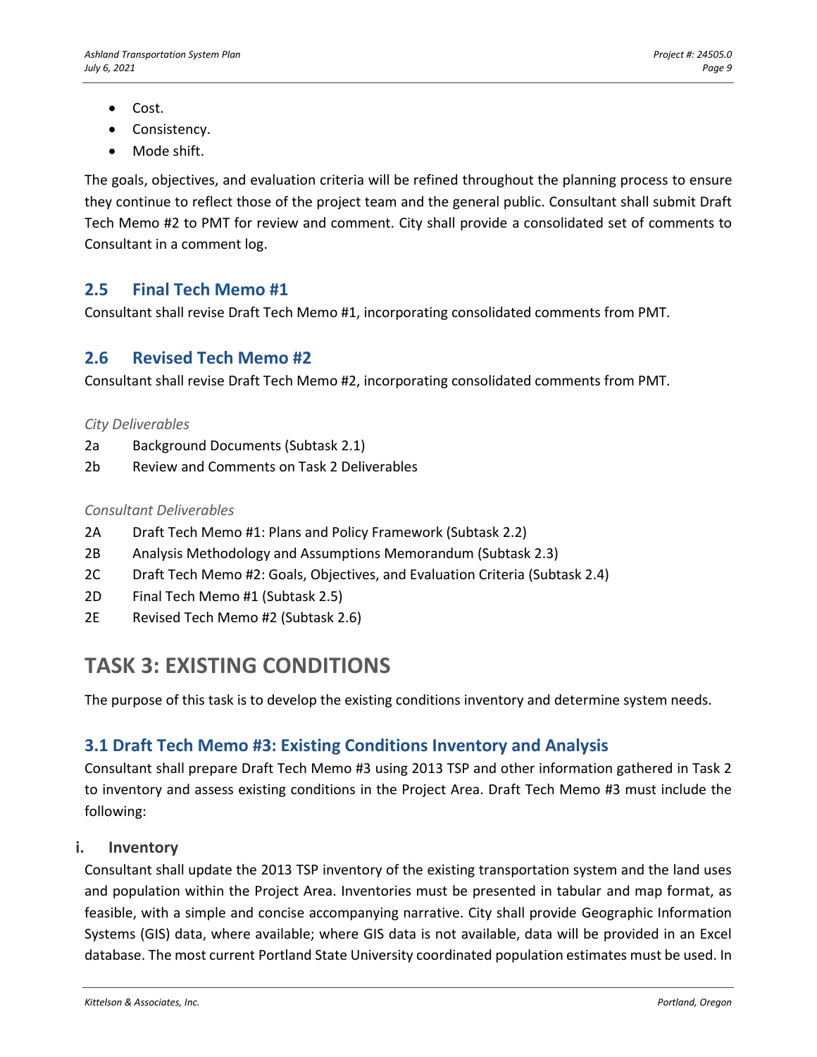- Cost.
- Consistency.
- Mode shift.

The goals, objectives, and evaluation criteria will be refined throughout the planning process to ensure they continue to reflect those of the project team and the general public. Consultant shall submit Draft Tech Memo #2 to PMT for review and comment. City shall provide a consolidated set of comments to Consultant in a comment log.

## 2.5 Final Tech Memo #1

Consultant shall revise Draft Tech Memo #1, incorporating consolidated comments from PMT.

## 2.6 Revised Tech Memo #2

Consultant shall revise Draft Tech Memo #2, incorporating consolidated comments from PMT.

*City Deliverables*

2a Background Documents (Subtask 2.1)
2b Review and Comments on Task 2 Deliverables

*Consultant Deliverables*

2A Draft Tech Memo #1: Plans and Policy Framework (Subtask 2.2)
2B Analysis Methodology and Assumptions Memorandum (Subtask 2.3)
2C Draft Tech Memo #2: Goals, Objectives, and Evaluation Criteria (Subtask 2.4)
2D Final Tech Memo #1 (Subtask 2.5)
2E Revised Tech Memo #2 (Subtask 2.6)

# TASK 3: EXISTING CONDITIONS

The purpose of this task is to develop the existing conditions inventory and determine system needs.

## 3.1 Draft Tech Memo #3: Existing Conditions Inventory and Analysis

Consultant shall prepare Draft Tech Memo #3 using 2013 TSP and other information gathered in Task 2 to inventory and assess existing conditions in the Project Area. Draft Tech Memo #3 must include the following:

### i. Inventory

Consultant shall update the 2013 TSP inventory of the existing transportation system and the land uses and population within the Project Area. Inventories must be presented in tabular and map format, as feasible, with a simple and concise accompanying narrative. City shall provide Geographic Information Systems (GIS) data, where available; where GIS data is not available, data will be provided in an Excel database. The most current Portland State University coordinated population estimates must be used. In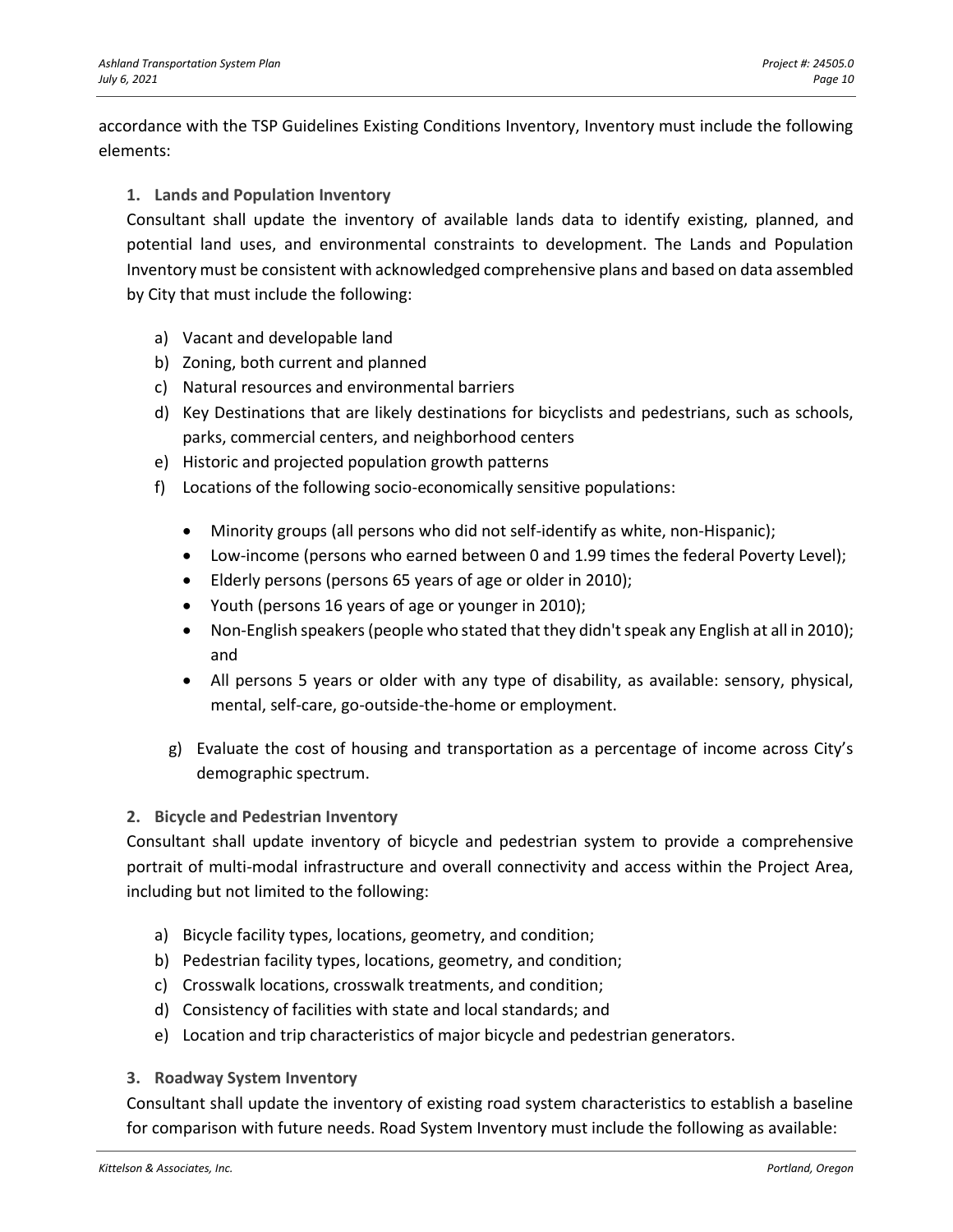accordance with the TSP Guidelines Existing Conditions Inventory, Inventory must include the following elements:

1. **Lands and Population Inventory**

Consultant shall update the inventory of available lands data to identify existing, planned, and potential land uses, and environmental constraints to development. The Lands and Population Inventory must be consistent with acknowledged comprehensive plans and based on data assembled by City that must include the following:

a) Vacant and developable land
b) Zoning, both current and planned
c) Natural resources and environmental barriers
d) Key Destinations that are likely destinations for bicyclists and pedestrians, such as schools, parks, commercial centers, and neighborhood centers
e) Historic and projected population growth patterns
f) Locations of the following socio-economically sensitive populations:
    - Minority groups (all persons who did not self-identify as white, non-Hispanic);
    - Low-income (persons who earned between 0 and 1.99 times the federal Poverty Level);
    - Elderly persons (persons 65 years of age or older in 2010);
    - Youth (persons 16 years of age or younger in 2010);
    - Non-English speakers (people who stated that they didn't speak any English at all in 2010); and
    - All persons 5 years or older with any type of disability, as available: sensory, physical, mental, self-care, go-outside-the-home or employment.
g) Evaluate the cost of housing and transportation as a percentage of income across City's demographic spectrum.

2. **Bicycle and Pedestrian Inventory**

Consultant shall update inventory of bicycle and pedestrian system to provide a comprehensive portrait of multi-modal infrastructure and overall connectivity and access within the Project Area, including but not limited to the following:

a) Bicycle facility types, locations, geometry, and condition;
b) Pedestrian facility types, locations, geometry, and condition;
c) Crosswalk locations, crosswalk treatments, and condition;
d) Consistency of facilities with state and local standards; and
e) Location and trip characteristics of major bicycle and pedestrian generators.

3. **Roadway System Inventory**

Consultant shall update the inventory of existing road system characteristics to establish a baseline for comparison with future needs. Road System Inventory must include the following as available: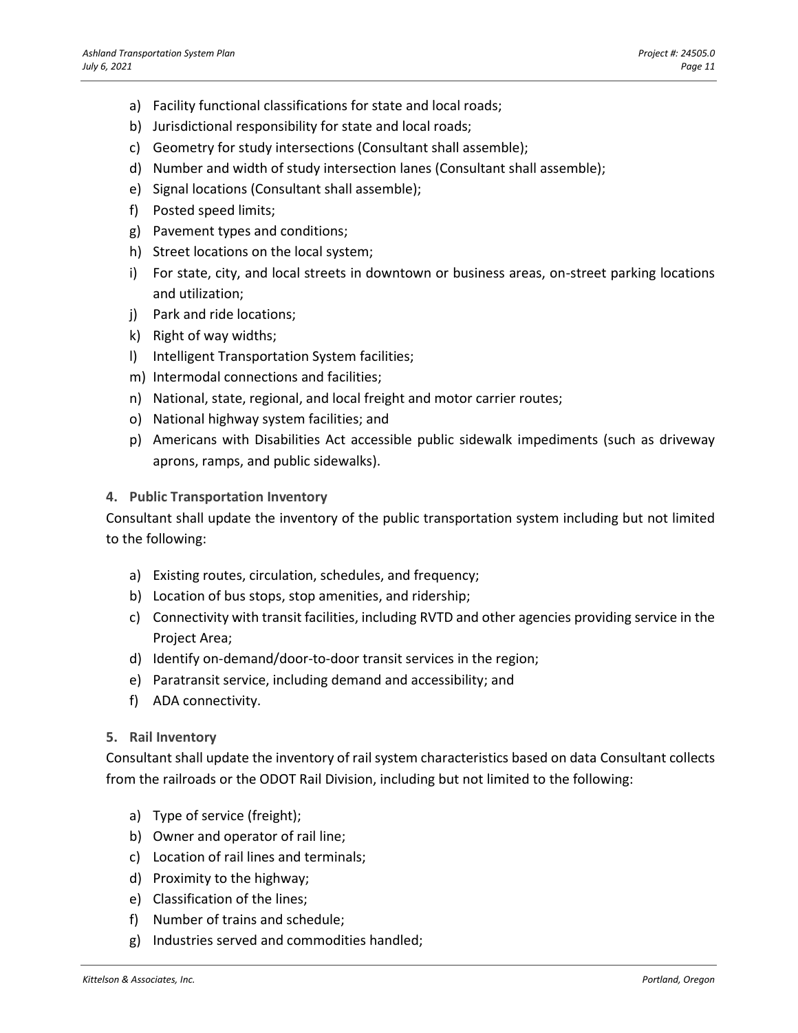a) Facility functional classifications for state and local roads;
b) Jurisdictional responsibility for state and local roads;
c) Geometry for study intersections (Consultant shall assemble);
d) Number and width of study intersection lanes (Consultant shall assemble);
e) Signal locations (Consultant shall assemble);
f) Posted speed limits;
g) Pavement types and conditions;
h) Street locations on the local system;
i) For state, city, and local streets in downtown or business areas, on-street parking locations and utilization;
j) Park and ride locations;
k) Right of way widths;
l) Intelligent Transportation System facilities;
m) Intermodal connections and facilities;
n) National, state, regional, and local freight and motor carrier routes;
o) National highway system facilities; and
p) Americans with Disabilities Act accessible public sidewalk impediments (such as driveway aprons, ramps, and public sidewalks).

### 4. Public Transportation Inventory

Consultant shall update the inventory of the public transportation system including but not limited to the following:

a) Existing routes, circulation, schedules, and frequency;
b) Location of bus stops, stop amenities, and ridership;
c) Connectivity with transit facilities, including RVTD and other agencies providing service in the Project Area;
d) Identify on-demand/door-to-door transit services in the region;
e) Paratransit service, including demand and accessibility; and
f) ADA connectivity.

### 5. Rail Inventory

Consultant shall update the inventory of rail system characteristics based on data Consultant collects from the railroads or the ODOT Rail Division, including but not limited to the following:

a) Type of service (freight);
b) Owner and operator of rail line;
c) Location of rail lines and terminals;
d) Proximity to the highway;
e) Classification of the lines;
f) Number of trains and schedule;
g) Industries served and commodities handled;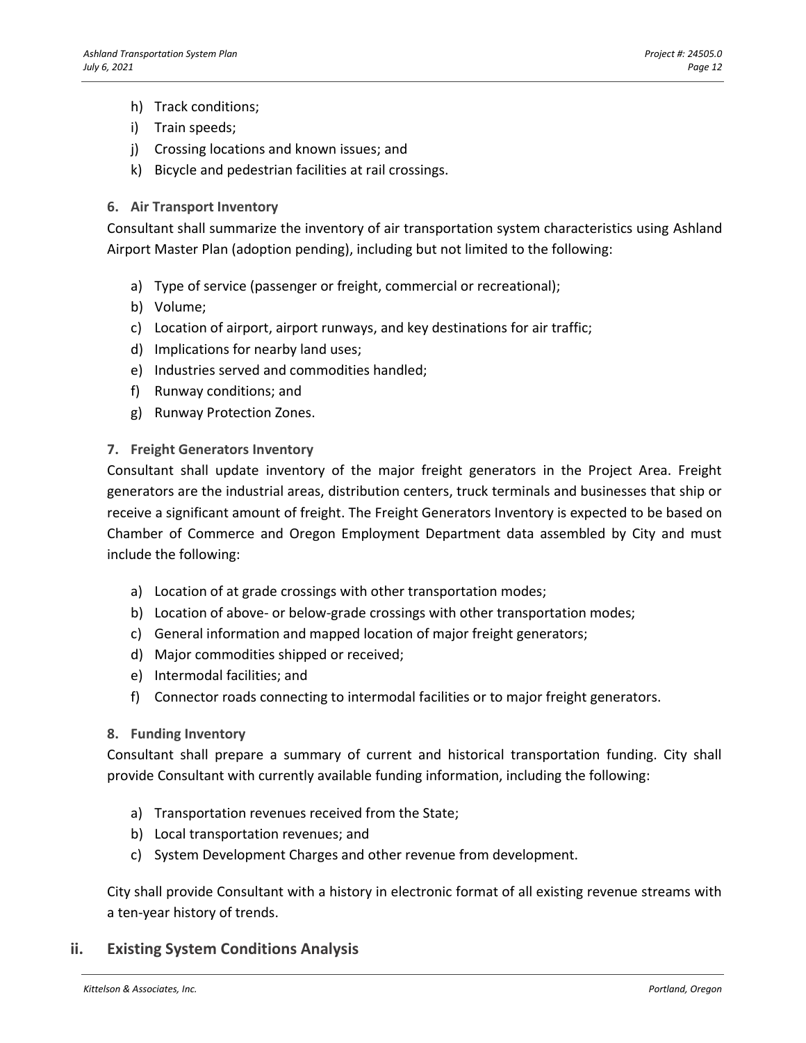h) Track conditions;
i) Train speeds;
j) Crossing locations and known issues; and
k) Bicycle and pedestrian facilities at rail crossings.

#### 6. Air Transport Inventory

Consultant shall summarize the inventory of air transportation system characteristics using Ashland Airport Master Plan (adoption pending), including but not limited to the following:

a) Type of service (passenger or freight, commercial or recreational);
b) Volume;
c) Location of airport, airport runways, and key destinations for air traffic;
d) Implications for nearby land uses;
e) Industries served and commodities handled;
f) Runway conditions; and
g) Runway Protection Zones.

#### 7. Freight Generators Inventory

Consultant shall update inventory of the major freight generators in the Project Area. Freight generators are the industrial areas, distribution centers, truck terminals and businesses that ship or receive a significant amount of freight. The Freight Generators Inventory is expected to be based on Chamber of Commerce and Oregon Employment Department data assembled by City and must include the following:

a) Location of at grade crossings with other transportation modes;
b) Location of above- or below-grade crossings with other transportation modes;
c) General information and mapped location of major freight generators;
d) Major commodities shipped or received;
e) Intermodal facilities; and
f) Connector roads connecting to intermodal facilities or to major freight generators.

#### 8. Funding Inventory

Consultant shall prepare a summary of current and historical transportation funding. City shall provide Consultant with currently available funding information, including the following:

a) Transportation revenues received from the State;
b) Local transportation revenues; and
c) System Development Charges and other revenue from development.

City shall provide Consultant with a history in electronic format of all existing revenue streams with a ten-year history of trends.

### ii. Existing System Conditions Analysis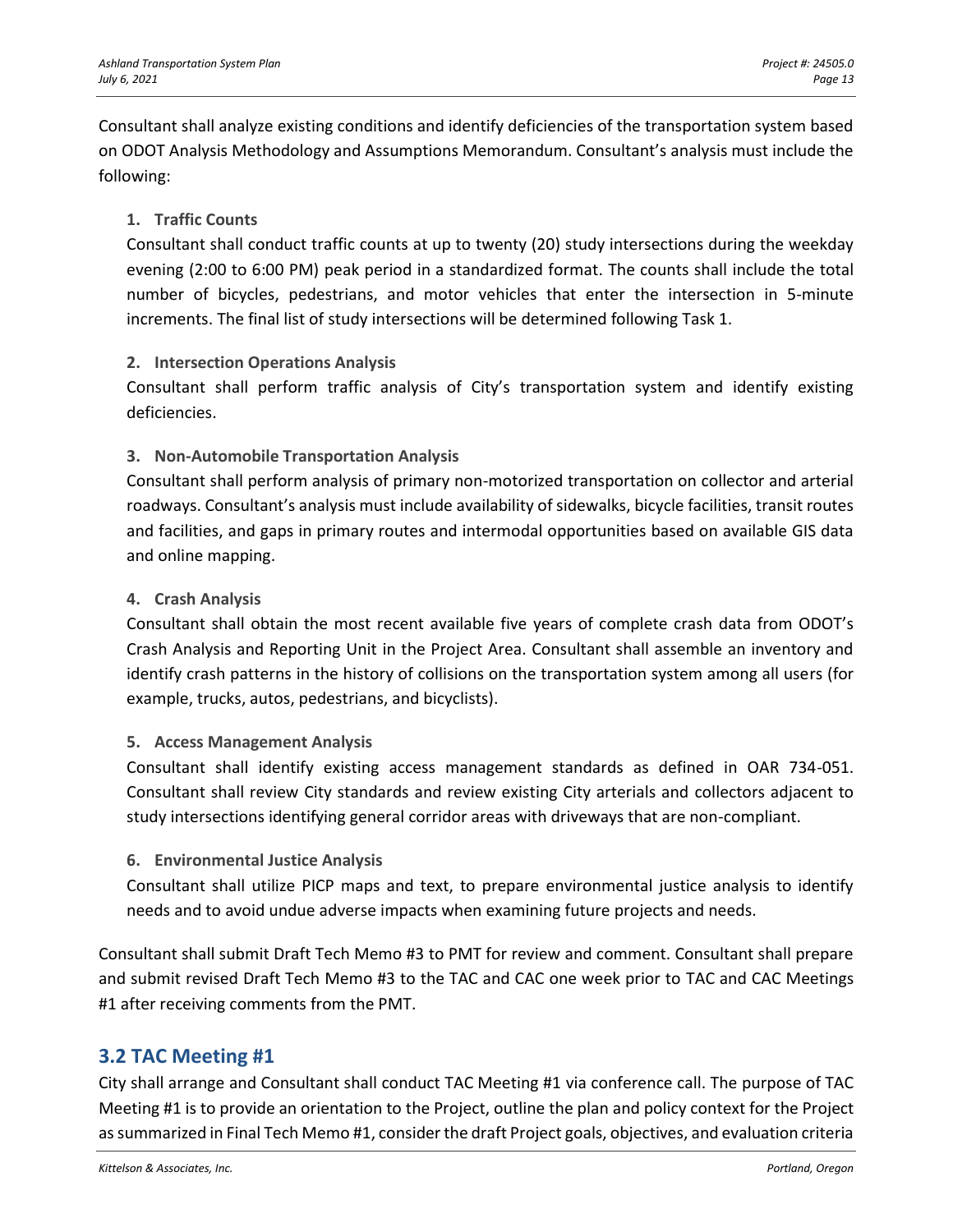Consultant shall analyze existing conditions and identify deficiencies of the transportation system based on ODOT Analysis Methodology and Assumptions Memorandum. Consultant's analysis must include the following:

1. **Traffic Counts**

   Consultant shall conduct traffic counts at up to twenty (20) study intersections during the weekday evening (2:00 to 6:00 PM) peak period in a standardized format. The counts shall include the total number of bicycles, pedestrians, and motor vehicles that enter the intersection in 5-minute increments. The final list of study intersections will be determined following Task 1.

2. **Intersection Operations Analysis**

   Consultant shall perform traffic analysis of City's transportation system and identify existing deficiencies.

3. **Non-Automobile Transportation Analysis**

   Consultant shall perform analysis of primary non-motorized transportation on collector and arterial roadways. Consultant's analysis must include availability of sidewalks, bicycle facilities, transit routes and facilities, and gaps in primary routes and intermodal opportunities based on available GIS data and online mapping.

4. **Crash Analysis**

   Consultant shall obtain the most recent available five years of complete crash data from ODOT's Crash Analysis and Reporting Unit in the Project Area. Consultant shall assemble an inventory and identify crash patterns in the history of collisions on the transportation system among all users (for example, trucks, autos, pedestrians, and bicyclists).

5. **Access Management Analysis**

   Consultant shall identify existing access management standards as defined in OAR 734-051. Consultant shall review City standards and review existing City arterials and collectors adjacent to study intersections identifying general corridor areas with driveways that are non-compliant.

6. **Environmental Justice Analysis**

   Consultant shall utilize PICP maps and text, to prepare environmental justice analysis to identify needs and to avoid undue adverse impacts when examining future projects and needs.

Consultant shall submit Draft Tech Memo #3 to PMT for review and comment. Consultant shall prepare and submit revised Draft Tech Memo #3 to the TAC and CAC one week prior to TAC and CAC Meetings #1 after receiving comments from the PMT.

## 3.2 TAC Meeting #1

City shall arrange and Consultant shall conduct TAC Meeting #1 via conference call. The purpose of TAC Meeting #1 is to provide an orientation to the Project, outline the plan and policy context for the Project as summarized in Final Tech Memo #1, consider the draft Project goals, objectives, and evaluation criteria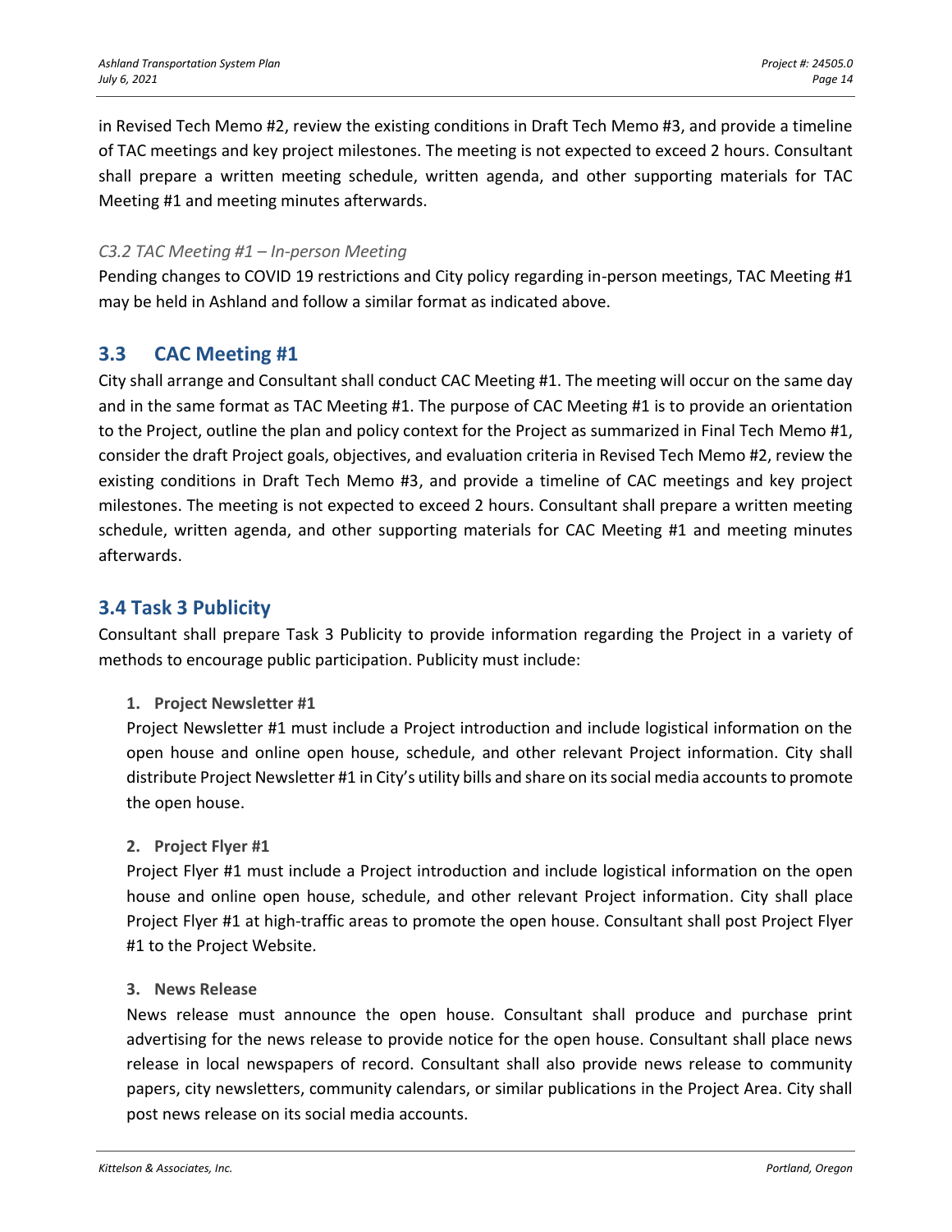in Revised Tech Memo #2, review the existing conditions in Draft Tech Memo #3, and provide a timeline of TAC meetings and key project milestones. The meeting is not expected to exceed 2 hours. Consultant shall prepare a written meeting schedule, written agenda, and other supporting materials for TAC Meeting #1 and meeting minutes afterwards.

#### *C3.2 TAC Meeting #1 – In-person Meeting*

Pending changes to COVID 19 restrictions and City policy regarding in-person meetings, TAC Meeting #1 may be held in Ashland and follow a similar format as indicated above.

## 3.3 CAC Meeting #1

City shall arrange and Consultant shall conduct CAC Meeting #1. The meeting will occur on the same day and in the same format as TAC Meeting #1. The purpose of CAC Meeting #1 is to provide an orientation to the Project, outline the plan and policy context for the Project as summarized in Final Tech Memo #1, consider the draft Project goals, objectives, and evaluation criteria in Revised Tech Memo #2, review the existing conditions in Draft Tech Memo #3, and provide a timeline of CAC meetings and key project milestones. The meeting is not expected to exceed 2 hours. Consultant shall prepare a written meeting schedule, written agenda, and other supporting materials for CAC Meeting #1 and meeting minutes afterwards.

## 3.4 Task 3 Publicity

Consultant shall prepare Task 3 Publicity to provide information regarding the Project in a variety of methods to encourage public participation. Publicity must include:

1. **Project Newsletter #1**

   Project Newsletter #1 must include a Project introduction and include logistical information on the open house and online open house, schedule, and other relevant Project information. City shall distribute Project Newsletter #1 in City's utility bills and share on its social media accounts to promote the open house.

2. **Project Flyer #1**

   Project Flyer #1 must include a Project introduction and include logistical information on the open house and online open house, schedule, and other relevant Project information. City shall place Project Flyer #1 at high-traffic areas to promote the open house. Consultant shall post Project Flyer #1 to the Project Website.

3. **News Release**

   News release must announce the open house. Consultant shall produce and purchase print advertising for the news release to provide notice for the open house. Consultant shall place news release in local newspapers of record. Consultant shall also provide news release to community papers, city newsletters, community calendars, or similar publications in the Project Area. City shall post news release on its social media accounts.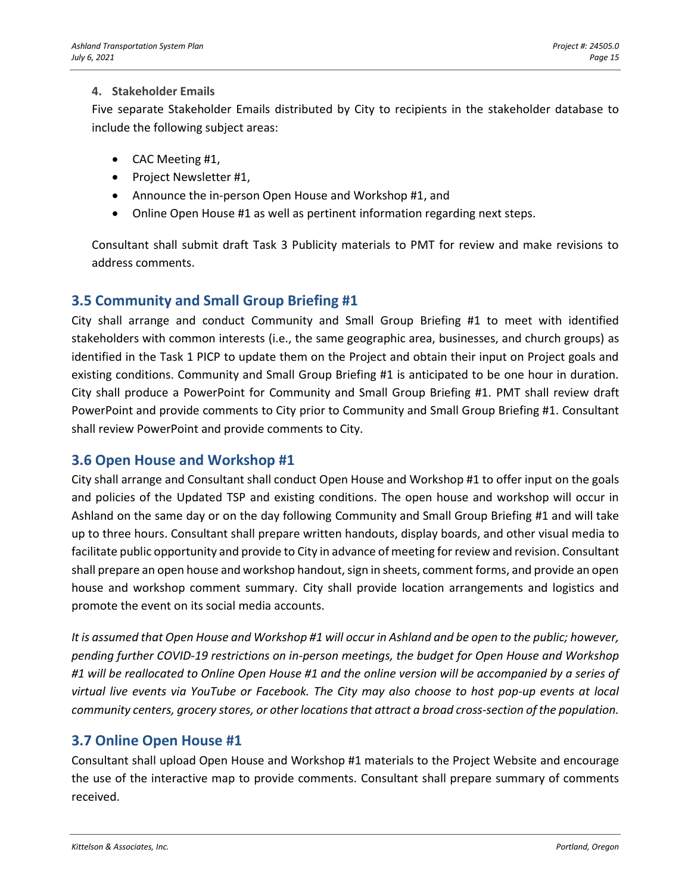4. **Stakeholder Emails**

   Five separate Stakeholder Emails distributed by City to recipients in the stakeholder database to include the following subject areas:

   - CAC Meeting #1,
   - Project Newsletter #1,
   - Announce the in-person Open House and Workshop #1, and
   - Online Open House #1 as well as pertinent information regarding next steps.

   Consultant shall submit draft Task 3 Publicity materials to PMT for review and make revisions to address comments.

## 3.5 Community and Small Group Briefing #1

City shall arrange and conduct Community and Small Group Briefing #1 to meet with identified stakeholders with common interests (i.e., the same geographic area, businesses, and church groups) as identified in the Task 1 PICP to update them on the Project and obtain their input on Project goals and existing conditions. Community and Small Group Briefing #1 is anticipated to be one hour in duration. City shall produce a PowerPoint for Community and Small Group Briefing #1. PMT shall review draft PowerPoint and provide comments to City prior to Community and Small Group Briefing #1. Consultant shall review PowerPoint and provide comments to City.

## 3.6 Open House and Workshop #1

City shall arrange and Consultant shall conduct Open House and Workshop #1 to offer input on the goals and policies of the Updated TSP and existing conditions. The open house and workshop will occur in Ashland on the same day or on the day following Community and Small Group Briefing #1 and will take up to three hours. Consultant shall prepare written handouts, display boards, and other visual media to facilitate public opportunity and provide to City in advance of meeting for review and revision. Consultant shall prepare an open house and workshop handout, sign in sheets, comment forms, and provide an open house and workshop comment summary. City shall provide location arrangements and logistics and promote the event on its social media accounts.

*It is assumed that Open House and Workshop #1 will occur in Ashland and be open to the public; however, pending further COVID-19 restrictions on in-person meetings, the budget for Open House and Workshop #1 will be reallocated to Online Open House #1 and the online version will be accompanied by a series of virtual live events via YouTube or Facebook. The City may also choose to host pop-up events at local community centers, grocery stores, or other locations that attract a broad cross-section of the population.*

## 3.7 Online Open House #1

Consultant shall upload Open House and Workshop #1 materials to the Project Website and encourage the use of the interactive map to provide comments. Consultant shall prepare summary of comments received.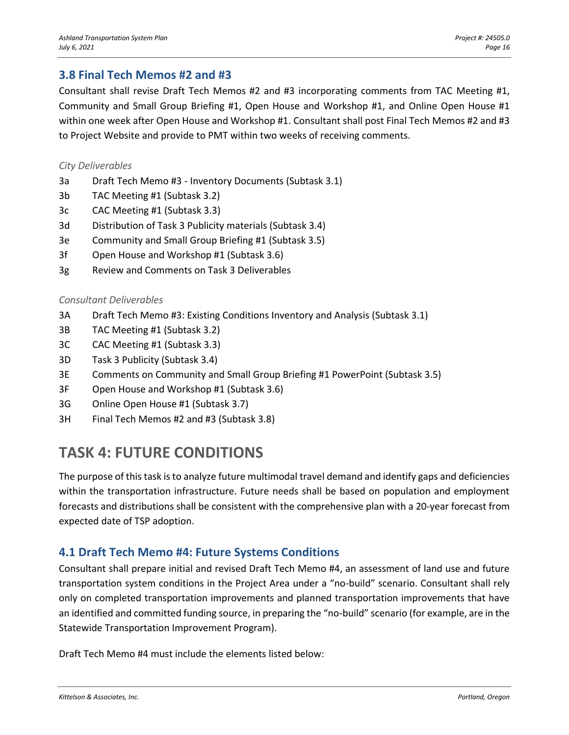## 3.8 Final Tech Memos #2 and #3

Consultant shall revise Draft Tech Memos #2 and #3 incorporating comments from TAC Meeting #1, Community and Small Group Briefing #1, Open House and Workshop #1, and Online Open House #1 within one week after Open House and Workshop #1. Consultant shall post Final Tech Memos #2 and #3 to Project Website and provide to PMT within two weeks of receiving comments.

*City Deliverables*

- 3a Draft Tech Memo #3 - Inventory Documents (Subtask 3.1)
- 3b TAC Meeting #1 (Subtask 3.2)
- 3c CAC Meeting #1 (Subtask 3.3)
- 3d Distribution of Task 3 Publicity materials (Subtask 3.4)
- 3e Community and Small Group Briefing #1 (Subtask 3.5)
- 3f Open House and Workshop #1 (Subtask 3.6)
- 3g Review and Comments on Task 3 Deliverables

*Consultant Deliverables*

- 3A Draft Tech Memo #3: Existing Conditions Inventory and Analysis (Subtask 3.1)
- 3B TAC Meeting #1 (Subtask 3.2)
- 3C CAC Meeting #1 (Subtask 3.3)
- 3D Task 3 Publicity (Subtask 3.4)
- 3E Comments on Community and Small Group Briefing #1 PowerPoint (Subtask 3.5)
- 3F Open House and Workshop #1 (Subtask 3.6)
- 3G Online Open House #1 (Subtask 3.7)
- 3H Final Tech Memos #2 and #3 (Subtask 3.8)

# TASK 4: FUTURE CONDITIONS

The purpose of this task is to analyze future multimodal travel demand and identify gaps and deficiencies within the transportation infrastructure. Future needs shall be based on population and employment forecasts and distributions shall be consistent with the comprehensive plan with a 20-year forecast from expected date of TSP adoption.

## 4.1 Draft Tech Memo #4: Future Systems Conditions

Consultant shall prepare initial and revised Draft Tech Memo #4, an assessment of land use and future transportation system conditions in the Project Area under a "no-build" scenario. Consultant shall rely only on completed transportation improvements and planned transportation improvements that have an identified and committed funding source, in preparing the "no-build" scenario (for example, are in the Statewide Transportation Improvement Program).

Draft Tech Memo #4 must include the elements listed below: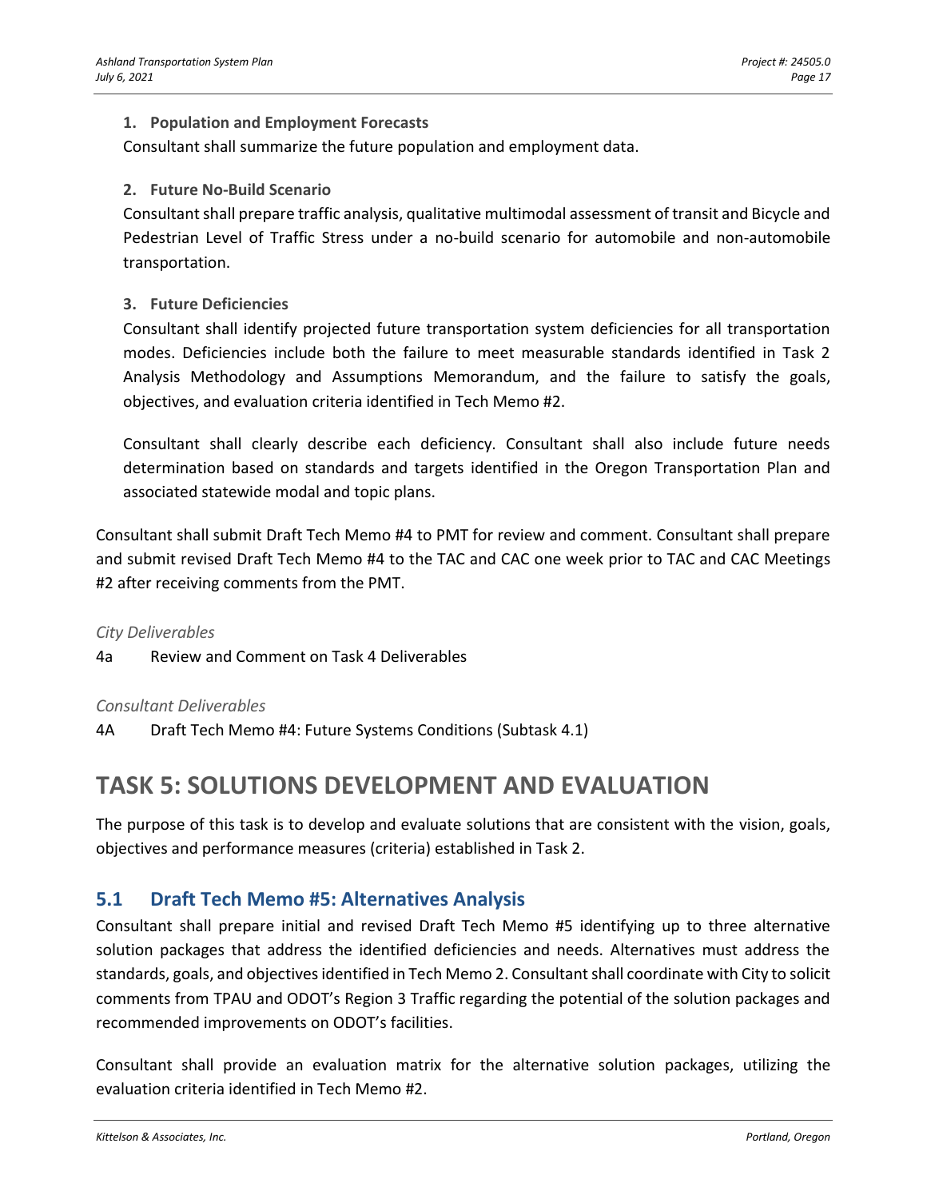1. **Population and Employment Forecasts**

   Consultant shall summarize the future population and employment data.

2. **Future No-Build Scenario**

   Consultant shall prepare traffic analysis, qualitative multimodal assessment of transit and Bicycle and Pedestrian Level of Traffic Stress under a no-build scenario for automobile and non-automobile transportation.

3. **Future Deficiencies**

   Consultant shall identify projected future transportation system deficiencies for all transportation modes. Deficiencies include both the failure to meet measurable standards identified in Task 2 Analysis Methodology and Assumptions Memorandum, and the failure to satisfy the goals, objectives, and evaluation criteria identified in Tech Memo #2.

   Consultant shall clearly describe each deficiency. Consultant shall also include future needs determination based on standards and targets identified in the Oregon Transportation Plan and associated statewide modal and topic plans.

Consultant shall submit Draft Tech Memo #4 to PMT for review and comment. Consultant shall prepare and submit revised Draft Tech Memo #4 to the TAC and CAC one week prior to TAC and CAC Meetings #2 after receiving comments from the PMT.

*City Deliverables*

4a Review and Comment on Task 4 Deliverables

*Consultant Deliverables*

4A Draft Tech Memo #4: Future Systems Conditions (Subtask 4.1)

# TASK 5: SOLUTIONS DEVELOPMENT AND EVALUATION

The purpose of this task is to develop and evaluate solutions that are consistent with the vision, goals, objectives and performance measures (criteria) established in Task 2.

## 5.1 Draft Tech Memo #5: Alternatives Analysis

Consultant shall prepare initial and revised Draft Tech Memo #5 identifying up to three alternative solution packages that address the identified deficiencies and needs. Alternatives must address the standards, goals, and objectives identified in Tech Memo 2. Consultant shall coordinate with City to solicit comments from TPAU and ODOT's Region 3 Traffic regarding the potential of the solution packages and recommended improvements on ODOT's facilities.

Consultant shall provide an evaluation matrix for the alternative solution packages, utilizing the evaluation criteria identified in Tech Memo #2.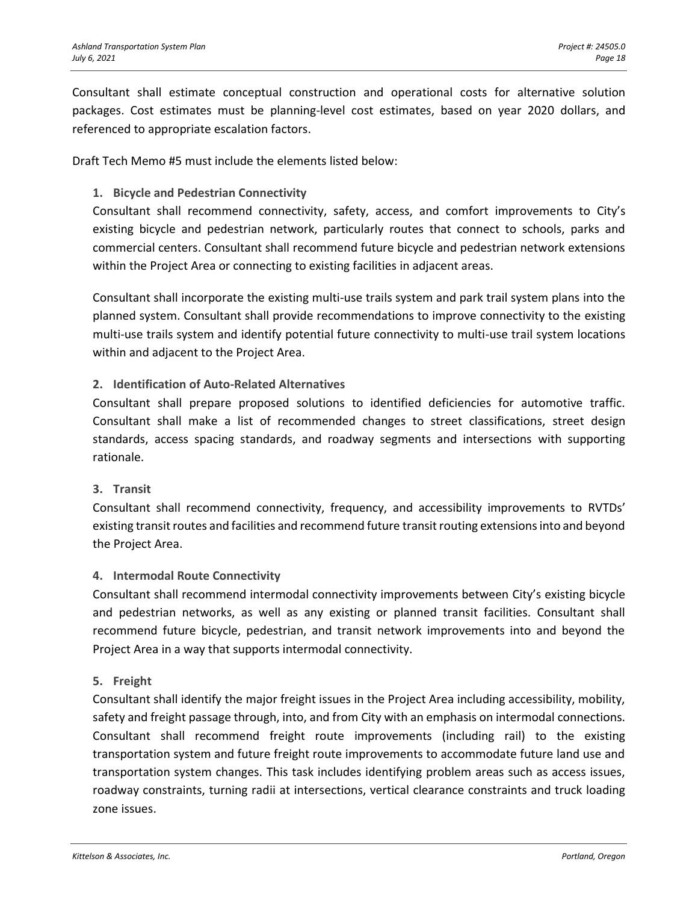Consultant shall estimate conceptual construction and operational costs for alternative solution packages. Cost estimates must be planning-level cost estimates, based on year 2020 dollars, and referenced to appropriate escalation factors.

Draft Tech Memo #5 must include the elements listed below:

1. **Bicycle and Pedestrian Connectivity**

   Consultant shall recommend connectivity, safety, access, and comfort improvements to City's existing bicycle and pedestrian network, particularly routes that connect to schools, parks and commercial centers. Consultant shall recommend future bicycle and pedestrian network extensions within the Project Area or connecting to existing facilities in adjacent areas.

   Consultant shall incorporate the existing multi-use trails system and park trail system plans into the planned system. Consultant shall provide recommendations to improve connectivity to the existing multi-use trails system and identify potential future connectivity to multi-use trail system locations within and adjacent to the Project Area.

2. **Identification of Auto-Related Alternatives**

   Consultant shall prepare proposed solutions to identified deficiencies for automotive traffic. Consultant shall make a list of recommended changes to street classifications, street design standards, access spacing standards, and roadway segments and intersections with supporting rationale.

3. **Transit**

   Consultant shall recommend connectivity, frequency, and accessibility improvements to RVTDs' existing transit routes and facilities and recommend future transit routing extensions into and beyond the Project Area.

4. **Intermodal Route Connectivity**

   Consultant shall recommend intermodal connectivity improvements between City's existing bicycle and pedestrian networks, as well as any existing or planned transit facilities. Consultant shall recommend future bicycle, pedestrian, and transit network improvements into and beyond the Project Area in a way that supports intermodal connectivity.

5. **Freight**

   Consultant shall identify the major freight issues in the Project Area including accessibility, mobility, safety and freight passage through, into, and from City with an emphasis on intermodal connections. Consultant shall recommend freight route improvements (including rail) to the existing transportation system and future freight route improvements to accommodate future land use and transportation system changes. This task includes identifying problem areas such as access issues, roadway constraints, turning radii at intersections, vertical clearance constraints and truck loading zone issues.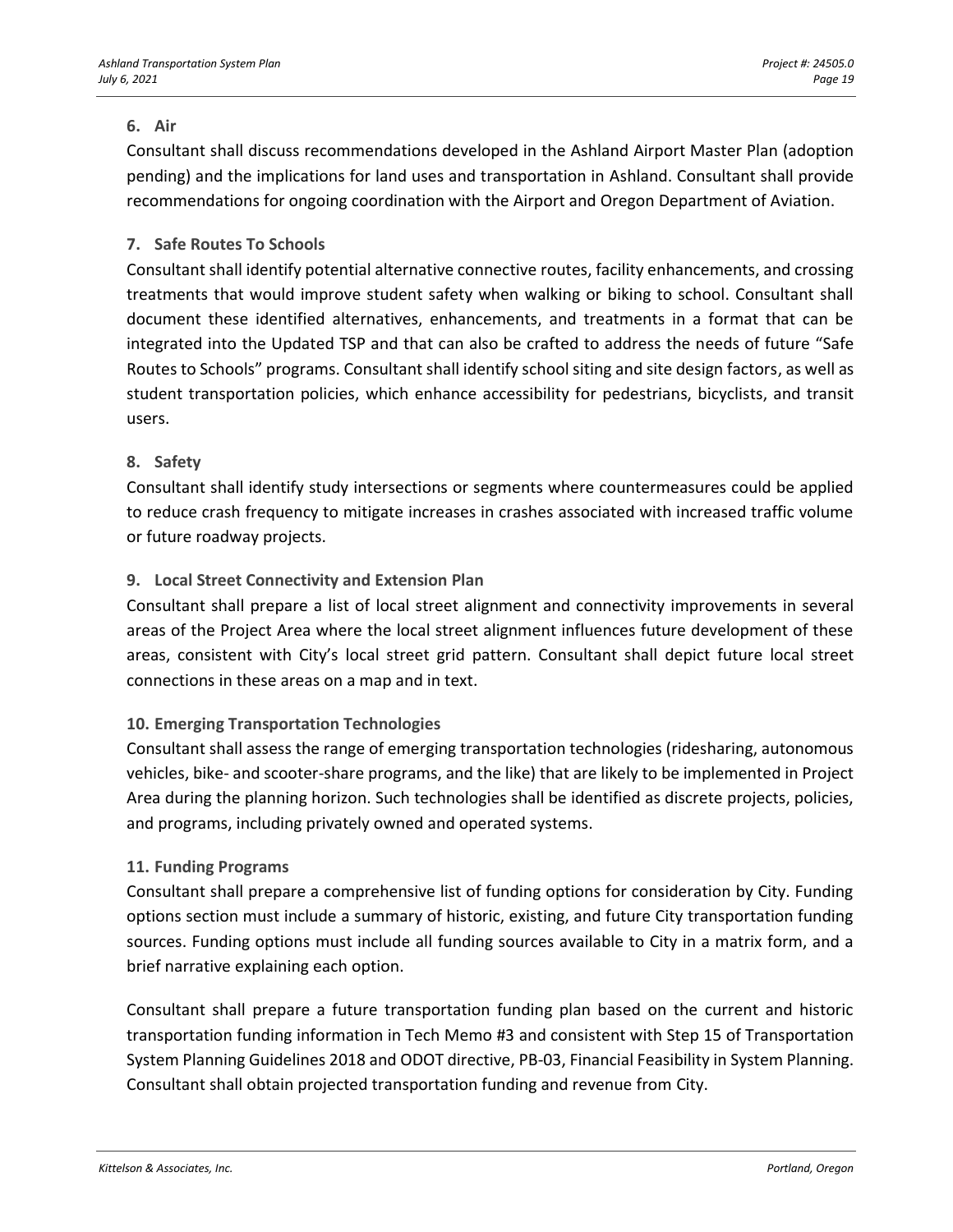#### 6. Air

Consultant shall discuss recommendations developed in the Ashland Airport Master Plan (adoption pending) and the implications for land uses and transportation in Ashland. Consultant shall provide recommendations for ongoing coordination with the Airport and Oregon Department of Aviation.

#### 7. Safe Routes To Schools

Consultant shall identify potential alternative connective routes, facility enhancements, and crossing treatments that would improve student safety when walking or biking to school. Consultant shall document these identified alternatives, enhancements, and treatments in a format that can be integrated into the Updated TSP and that can also be crafted to address the needs of future "Safe Routes to Schools" programs. Consultant shall identify school siting and site design factors, as well as student transportation policies, which enhance accessibility for pedestrians, bicyclists, and transit users.

#### 8. Safety

Consultant shall identify study intersections or segments where countermeasures could be applied to reduce crash frequency to mitigate increases in crashes associated with increased traffic volume or future roadway projects.

#### 9. Local Street Connectivity and Extension Plan

Consultant shall prepare a list of local street alignment and connectivity improvements in several areas of the Project Area where the local street alignment influences future development of these areas, consistent with City's local street grid pattern. Consultant shall depict future local street connections in these areas on a map and in text.

#### 10. Emerging Transportation Technologies

Consultant shall assess the range of emerging transportation technologies (ridesharing, autonomous vehicles, bike- and scooter-share programs, and the like) that are likely to be implemented in Project Area during the planning horizon. Such technologies shall be identified as discrete projects, policies, and programs, including privately owned and operated systems.

#### 11. Funding Programs

Consultant shall prepare a comprehensive list of funding options for consideration by City. Funding options section must include a summary of historic, existing, and future City transportation funding sources. Funding options must include all funding sources available to City in a matrix form, and a brief narrative explaining each option.

Consultant shall prepare a future transportation funding plan based on the current and historic transportation funding information in Tech Memo #3 and consistent with Step 15 of Transportation System Planning Guidelines 2018 and ODOT directive, PB-03, Financial Feasibility in System Planning. Consultant shall obtain projected transportation funding and revenue from City.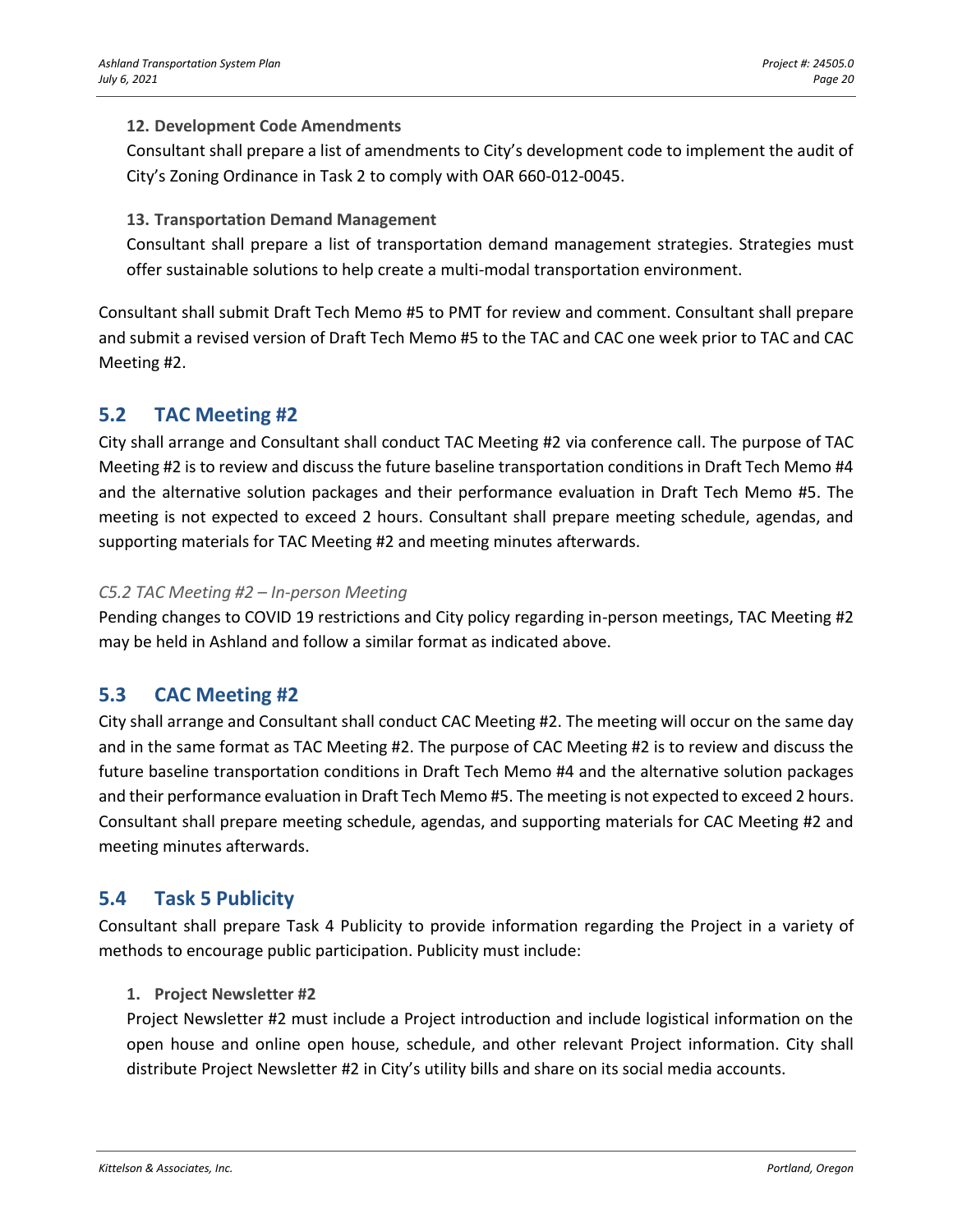**12. Development Code Amendments**

Consultant shall prepare a list of amendments to City's development code to implement the audit of City's Zoning Ordinance in Task 2 to comply with OAR 660-012-0045.

**13. Transportation Demand Management**

Consultant shall prepare a list of transportation demand management strategies. Strategies must offer sustainable solutions to help create a multi-modal transportation environment.

Consultant shall submit Draft Tech Memo #5 to PMT for review and comment. Consultant shall prepare and submit a revised version of Draft Tech Memo #5 to the TAC and CAC one week prior to TAC and CAC Meeting #2.

## 5.2 TAC Meeting #2

City shall arrange and Consultant shall conduct TAC Meeting #2 via conference call. The purpose of TAC Meeting #2 is to review and discuss the future baseline transportation conditions in Draft Tech Memo #4 and the alternative solution packages and their performance evaluation in Draft Tech Memo #5. The meeting is not expected to exceed 2 hours. Consultant shall prepare meeting schedule, agendas, and supporting materials for TAC Meeting #2 and meeting minutes afterwards.

*C5.2 TAC Meeting #2 – In-person Meeting*

Pending changes to COVID 19 restrictions and City policy regarding in-person meetings, TAC Meeting #2 may be held in Ashland and follow a similar format as indicated above.

## 5.3 CAC Meeting #2

City shall arrange and Consultant shall conduct CAC Meeting #2. The meeting will occur on the same day and in the same format as TAC Meeting #2. The purpose of CAC Meeting #2 is to review and discuss the future baseline transportation conditions in Draft Tech Memo #4 and the alternative solution packages and their performance evaluation in Draft Tech Memo #5. The meeting is not expected to exceed 2 hours. Consultant shall prepare meeting schedule, agendas, and supporting materials for CAC Meeting #2 and meeting minutes afterwards.

## 5.4 Task 5 Publicity

Consultant shall prepare Task 4 Publicity to provide information regarding the Project in a variety of methods to encourage public participation. Publicity must include:

1. **Project Newsletter #2**

   Project Newsletter #2 must include a Project introduction and include logistical information on the open house and online open house, schedule, and other relevant Project information. City shall distribute Project Newsletter #2 in City's utility bills and share on its social media accounts.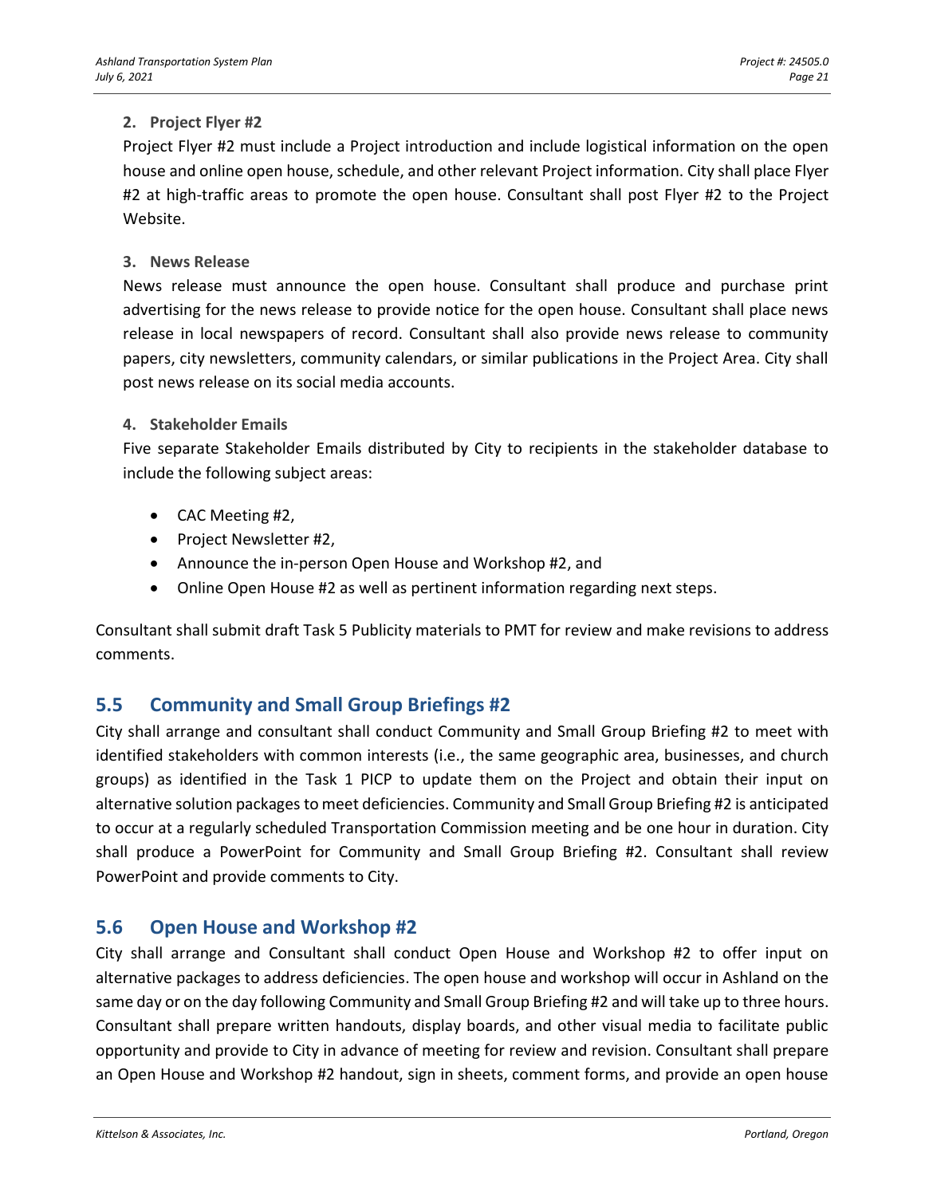**2. Project Flyer #2**

Project Flyer #2 must include a Project introduction and include logistical information on the open house and online open house, schedule, and other relevant Project information. City shall place Flyer #2 at high-traffic areas to promote the open house. Consultant shall post Flyer #2 to the Project Website.

**3. News Release**

News release must announce the open house. Consultant shall produce and purchase print advertising for the news release to provide notice for the open house. Consultant shall place news release in local newspapers of record. Consultant shall also provide news release to community papers, city newsletters, community calendars, or similar publications in the Project Area. City shall post news release on its social media accounts.

**4. Stakeholder Emails**

Five separate Stakeholder Emails distributed by City to recipients in the stakeholder database to include the following subject areas:

- CAC Meeting #2,
- Project Newsletter #2,
- Announce the in-person Open House and Workshop #2, and
- Online Open House #2 as well as pertinent information regarding next steps.

Consultant shall submit draft Task 5 Publicity materials to PMT for review and make revisions to address comments.

## 5.5 Community and Small Group Briefings #2

City shall arrange and consultant shall conduct Community and Small Group Briefing #2 to meet with identified stakeholders with common interests (i.e., the same geographic area, businesses, and church groups) as identified in the Task 1 PICP to update them on the Project and obtain their input on alternative solution packages to meet deficiencies. Community and Small Group Briefing #2 is anticipated to occur at a regularly scheduled Transportation Commission meeting and be one hour in duration. City shall produce a PowerPoint for Community and Small Group Briefing #2. Consultant shall review PowerPoint and provide comments to City.

## 5.6 Open House and Workshop #2

City shall arrange and Consultant shall conduct Open House and Workshop #2 to offer input on alternative packages to address deficiencies. The open house and workshop will occur in Ashland on the same day or on the day following Community and Small Group Briefing #2 and will take up to three hours. Consultant shall prepare written handouts, display boards, and other visual media to facilitate public opportunity and provide to City in advance of meeting for review and revision. Consultant shall prepare an Open House and Workshop #2 handout, sign in sheets, comment forms, and provide an open house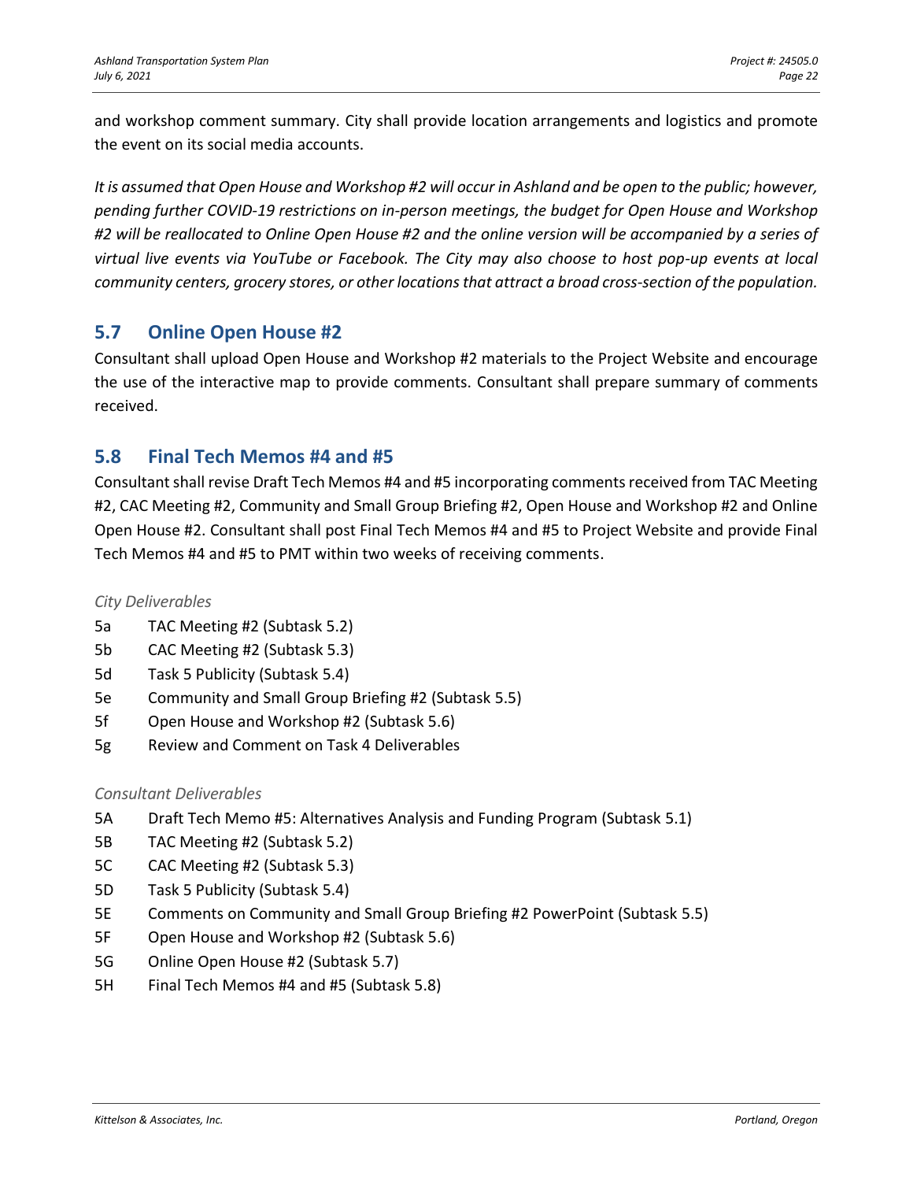and workshop comment summary. City shall provide location arrangements and logistics and promote the event on its social media accounts.

*It is assumed that Open House and Workshop #2 will occur in Ashland and be open to the public; however, pending further COVID-19 restrictions on in-person meetings, the budget for Open House and Workshop #2 will be reallocated to Online Open House #2 and the online version will be accompanied by a series of virtual live events via YouTube or Facebook. The City may also choose to host pop-up events at local community centers, grocery stores, or other locations that attract a broad cross-section of the population.*

## 5.7 Online Open House #2

Consultant shall upload Open House and Workshop #2 materials to the Project Website and encourage the use of the interactive map to provide comments. Consultant shall prepare summary of comments received.

## 5.8 Final Tech Memos #4 and #5

Consultant shall revise Draft Tech Memos #4 and #5 incorporating comments received from TAC Meeting #2, CAC Meeting #2, Community and Small Group Briefing #2, Open House and Workshop #2 and Online Open House #2. Consultant shall post Final Tech Memos #4 and #5 to Project Website and provide Final Tech Memos #4 and #5 to PMT within two weeks of receiving comments.

*City Deliverables*

- 5a TAC Meeting #2 (Subtask 5.2)
- 5b CAC Meeting #2 (Subtask 5.3)
- 5d Task 5 Publicity (Subtask 5.4)
- 5e Community and Small Group Briefing #2 (Subtask 5.5)
- 5f Open House and Workshop #2 (Subtask 5.6)
- 5g Review and Comment on Task 4 Deliverables

*Consultant Deliverables*

- 5A Draft Tech Memo #5: Alternatives Analysis and Funding Program (Subtask 5.1)
- 5B TAC Meeting #2 (Subtask 5.2)
- 5C CAC Meeting #2 (Subtask 5.3)
- 5D Task 5 Publicity (Subtask 5.4)
- 5E Comments on Community and Small Group Briefing #2 PowerPoint (Subtask 5.5)
- 5F Open House and Workshop #2 (Subtask 5.6)
- 5G Online Open House #2 (Subtask 5.7)
- 5H Final Tech Memos #4 and #5 (Subtask 5.8)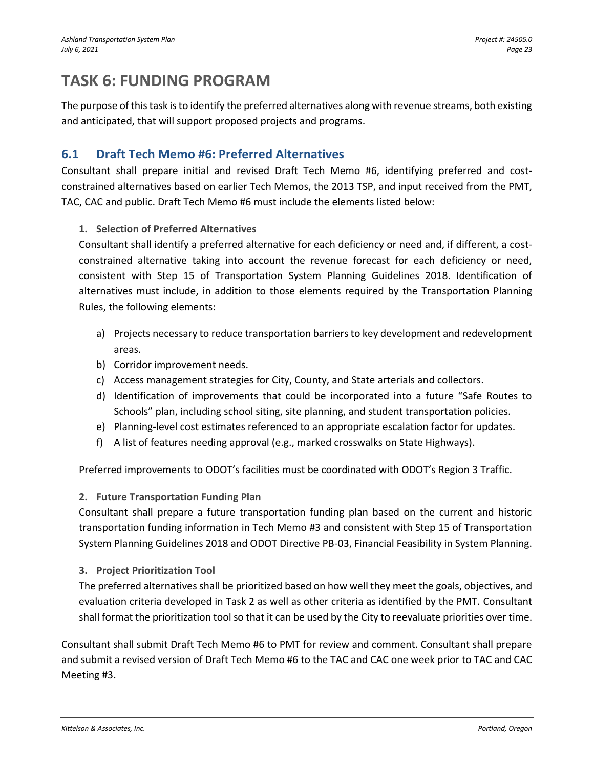# TASK 6: FUNDING PROGRAM

The purpose of this task is to identify the preferred alternatives along with revenue streams, both existing and anticipated, that will support proposed projects and programs.

## 6.1 Draft Tech Memo #6: Preferred Alternatives

Consultant shall prepare initial and revised Draft Tech Memo #6, identifying preferred and cost-constrained alternatives based on earlier Tech Memos, the 2013 TSP, and input received from the PMT, TAC, CAC and public. Draft Tech Memo #6 must include the elements listed below:

1. **Selection of Preferred Alternatives**

   Consultant shall identify a preferred alternative for each deficiency or need and, if different, a cost-constrained alternative taking into account the revenue forecast for each deficiency or need, consistent with Step 15 of Transportation System Planning Guidelines 2018. Identification of alternatives must include, in addition to those elements required by the Transportation Planning Rules, the following elements:

   a) Projects necessary to reduce transportation barriers to key development and redevelopment areas.
   b) Corridor improvement needs.
   c) Access management strategies for City, County, and State arterials and collectors.
   d) Identification of improvements that could be incorporated into a future "Safe Routes to Schools" plan, including school siting, site planning, and student transportation policies.
   e) Planning-level cost estimates referenced to an appropriate escalation factor for updates.
   f) A list of features needing approval (e.g., marked crosswalks on State Highways).

   Preferred improvements to ODOT's facilities must be coordinated with ODOT's Region 3 Traffic.

2. **Future Transportation Funding Plan**

   Consultant shall prepare a future transportation funding plan based on the current and historic transportation funding information in Tech Memo #3 and consistent with Step 15 of Transportation System Planning Guidelines 2018 and ODOT Directive PB-03, Financial Feasibility in System Planning.

3. **Project Prioritization Tool**

   The preferred alternatives shall be prioritized based on how well they meet the goals, objectives, and evaluation criteria developed in Task 2 as well as other criteria as identified by the PMT. Consultant shall format the prioritization tool so that it can be used by the City to reevaluate priorities over time.

Consultant shall submit Draft Tech Memo #6 to PMT for review and comment. Consultant shall prepare and submit a revised version of Draft Tech Memo #6 to the TAC and CAC one week prior to TAC and CAC Meeting #3.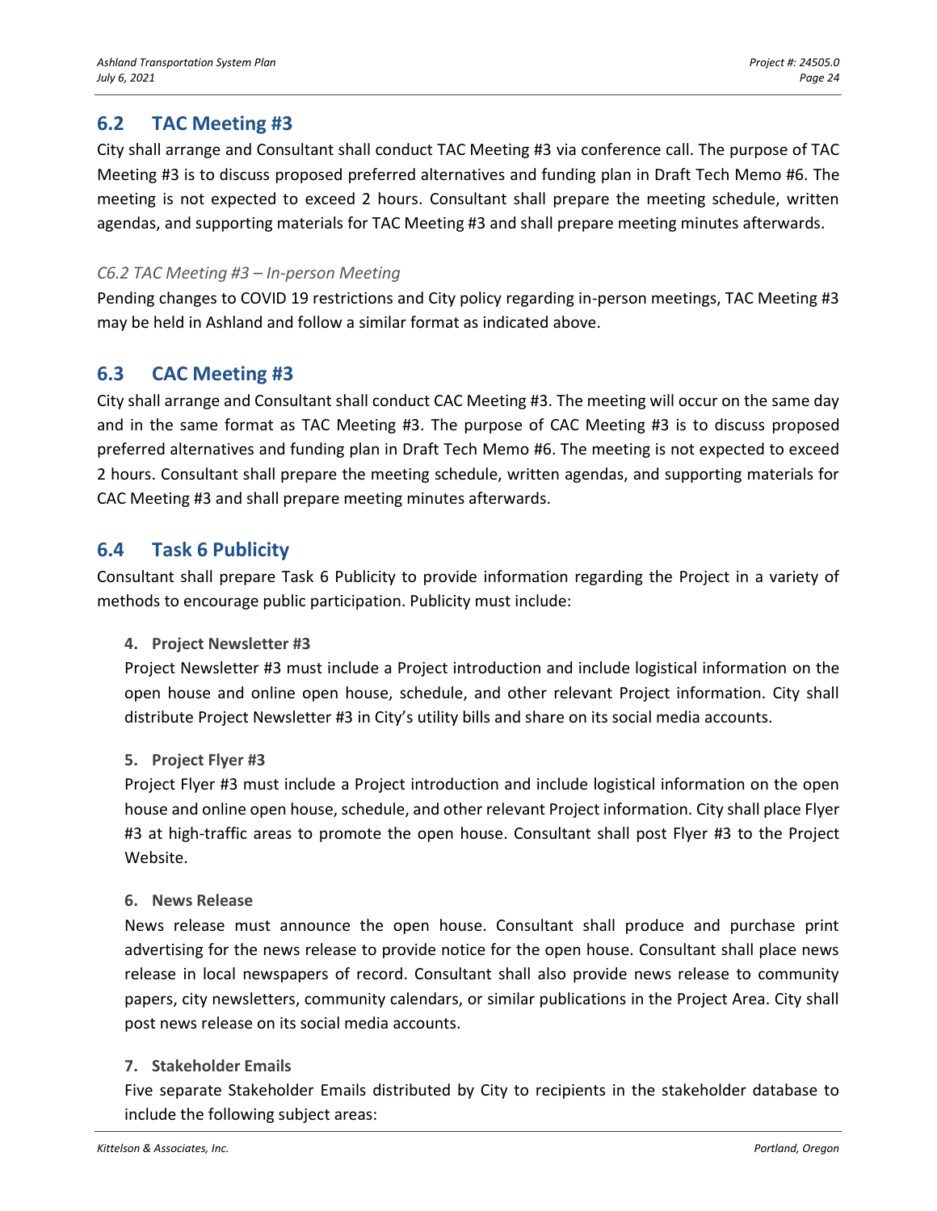## 6.2 TAC Meeting #3

City shall arrange and Consultant shall conduct TAC Meeting #3 via conference call. The purpose of TAC Meeting #3 is to discuss proposed preferred alternatives and funding plan in Draft Tech Memo #6. The meeting is not expected to exceed 2 hours. Consultant shall prepare the meeting schedule, written agendas, and supporting materials for TAC Meeting #3 and shall prepare meeting minutes afterwards.

*C6.2 TAC Meeting #3 – In-person Meeting*

Pending changes to COVID 19 restrictions and City policy regarding in-person meetings, TAC Meeting #3 may be held in Ashland and follow a similar format as indicated above.

## 6.3 CAC Meeting #3

City shall arrange and Consultant shall conduct CAC Meeting #3. The meeting will occur on the same day and in the same format as TAC Meeting #3. The purpose of CAC Meeting #3 is to discuss proposed preferred alternatives and funding plan in Draft Tech Memo #6. The meeting is not expected to exceed 2 hours. Consultant shall prepare the meeting schedule, written agendas, and supporting materials for CAC Meeting #3 and shall prepare meeting minutes afterwards.

## 6.4 Task 6 Publicity

Consultant shall prepare Task 6 Publicity to provide information regarding the Project in a variety of methods to encourage public participation. Publicity must include:

4. **Project Newsletter #3**

   Project Newsletter #3 must include a Project introduction and include logistical information on the open house and online open house, schedule, and other relevant Project information. City shall distribute Project Newsletter #3 in City's utility bills and share on its social media accounts.

5. **Project Flyer #3**

   Project Flyer #3 must include a Project introduction and include logistical information on the open house and online open house, schedule, and other relevant Project information. City shall place Flyer #3 at high-traffic areas to promote the open house. Consultant shall post Flyer #3 to the Project Website.

6. **News Release**

   News release must announce the open house. Consultant shall produce and purchase print advertising for the news release to provide notice for the open house. Consultant shall place news release in local newspapers of record. Consultant shall also provide news release to community papers, city newsletters, community calendars, or similar publications in the Project Area. City shall post news release on its social media accounts.

7. **Stakeholder Emails**

   Five separate Stakeholder Emails distributed by City to recipients in the stakeholder database to include the following subject areas: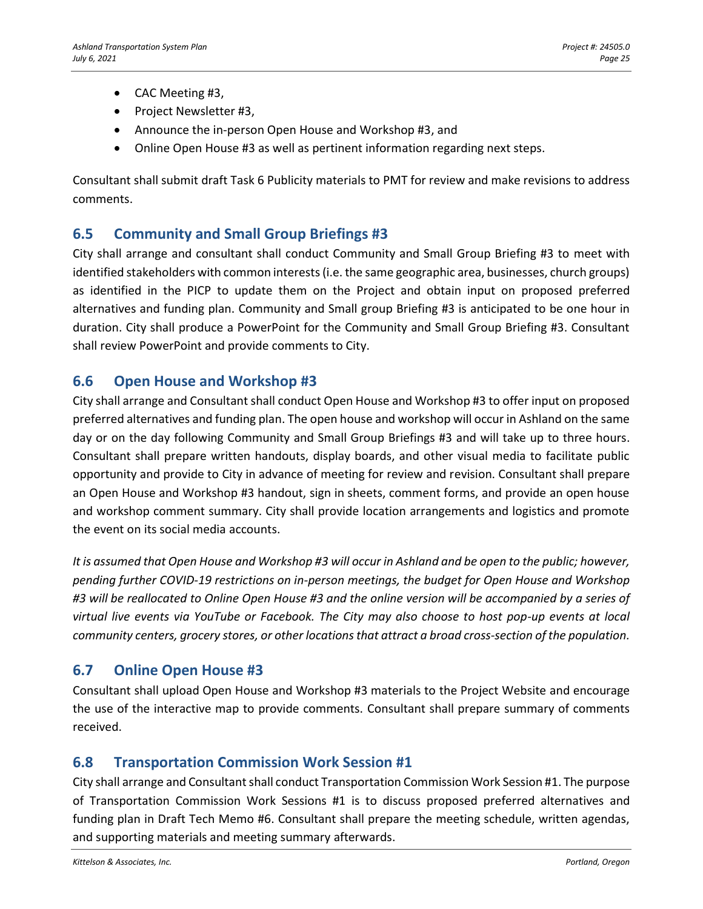- CAC Meeting #3,
- Project Newsletter #3,
- Announce the in-person Open House and Workshop #3, and
- Online Open House #3 as well as pertinent information regarding next steps.

Consultant shall submit draft Task 6 Publicity materials to PMT for review and make revisions to address comments.

## 6.5 Community and Small Group Briefings #3

City shall arrange and consultant shall conduct Community and Small Group Briefing #3 to meet with identified stakeholders with common interests (i.e. the same geographic area, businesses, church groups) as identified in the PICP to update them on the Project and obtain input on proposed preferred alternatives and funding plan. Community and Small group Briefing #3 is anticipated to be one hour in duration. City shall produce a PowerPoint for the Community and Small Group Briefing #3. Consultant shall review PowerPoint and provide comments to City.

## 6.6 Open House and Workshop #3

City shall arrange and Consultant shall conduct Open House and Workshop #3 to offer input on proposed preferred alternatives and funding plan. The open house and workshop will occur in Ashland on the same day or on the day following Community and Small Group Briefings #3 and will take up to three hours. Consultant shall prepare written handouts, display boards, and other visual media to facilitate public opportunity and provide to City in advance of meeting for review and revision. Consultant shall prepare an Open House and Workshop #3 handout, sign in sheets, comment forms, and provide an open house and workshop comment summary. City shall provide location arrangements and logistics and promote the event on its social media accounts.

*It is assumed that Open House and Workshop #3 will occur in Ashland and be open to the public; however, pending further COVID-19 restrictions on in-person meetings, the budget for Open House and Workshop #3 will be reallocated to Online Open House #3 and the online version will be accompanied by a series of virtual live events via YouTube or Facebook. The City may also choose to host pop-up events at local community centers, grocery stores, or other locations that attract a broad cross-section of the population.*

## 6.7 Online Open House #3

Consultant shall upload Open House and Workshop #3 materials to the Project Website and encourage the use of the interactive map to provide comments. Consultant shall prepare summary of comments received.

## 6.8 Transportation Commission Work Session #1

City shall arrange and Consultant shall conduct Transportation Commission Work Session #1. The purpose of Transportation Commission Work Sessions #1 is to discuss proposed preferred alternatives and funding plan in Draft Tech Memo #6. Consultant shall prepare the meeting schedule, written agendas, and supporting materials and meeting summary afterwards.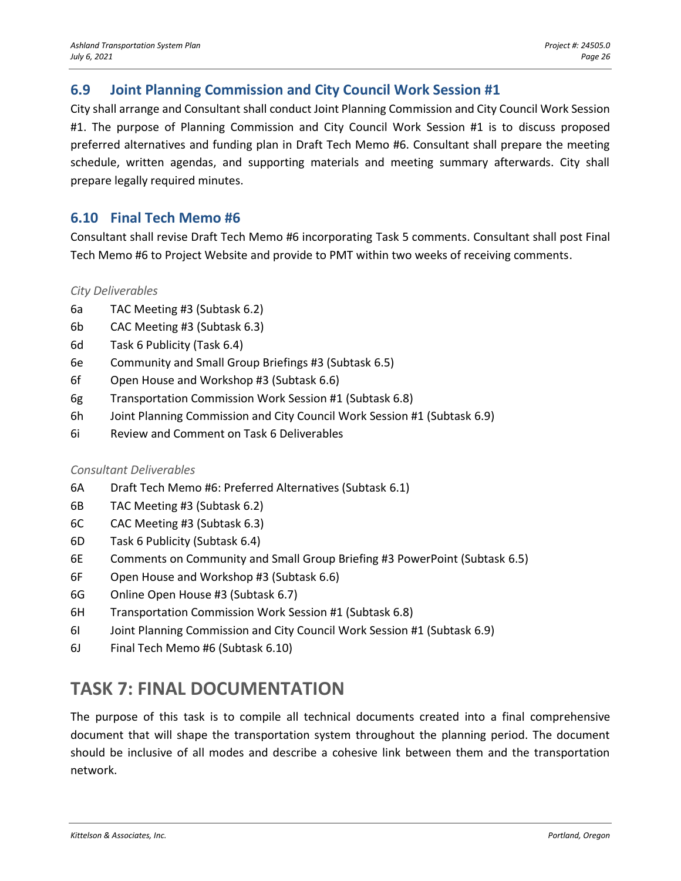## 6.9 Joint Planning Commission and City Council Work Session #1

City shall arrange and Consultant shall conduct Joint Planning Commission and City Council Work Session #1. The purpose of Planning Commission and City Council Work Session #1 is to discuss proposed preferred alternatives and funding plan in Draft Tech Memo #6. Consultant shall prepare the meeting schedule, written agendas, and supporting materials and meeting summary afterwards. City shall prepare legally required minutes.

## 6.10 Final Tech Memo #6

Consultant shall revise Draft Tech Memo #6 incorporating Task 5 comments. Consultant shall post Final Tech Memo #6 to Project Website and provide to PMT within two weeks of receiving comments.

*City Deliverables*

- 6a TAC Meeting #3 (Subtask 6.2)
- 6b CAC Meeting #3 (Subtask 6.3)
- 6d Task 6 Publicity (Task 6.4)
- 6e Community and Small Group Briefings #3 (Subtask 6.5)
- 6f Open House and Workshop #3 (Subtask 6.6)
- 6g Transportation Commission Work Session #1 (Subtask 6.8)
- 6h Joint Planning Commission and City Council Work Session #1 (Subtask 6.9)
- 6i Review and Comment on Task 6 Deliverables

*Consultant Deliverables*

- 6A Draft Tech Memo #6: Preferred Alternatives (Subtask 6.1)
- 6B TAC Meeting #3 (Subtask 6.2)
- 6C CAC Meeting #3 (Subtask 6.3)
- 6D Task 6 Publicity (Subtask 6.4)
- 6E Comments on Community and Small Group Briefing #3 PowerPoint (Subtask 6.5)
- 6F Open House and Workshop #3 (Subtask 6.6)
- 6G Online Open House #3 (Subtask 6.7)
- 6H Transportation Commission Work Session #1 (Subtask 6.8)
- 6I Joint Planning Commission and City Council Work Session #1 (Subtask 6.9)
- 6J Final Tech Memo #6 (Subtask 6.10)

# TASK 7: FINAL DOCUMENTATION

The purpose of this task is to compile all technical documents created into a final comprehensive document that will shape the transportation system throughout the planning period. The document should be inclusive of all modes and describe a cohesive link between them and the transportation network.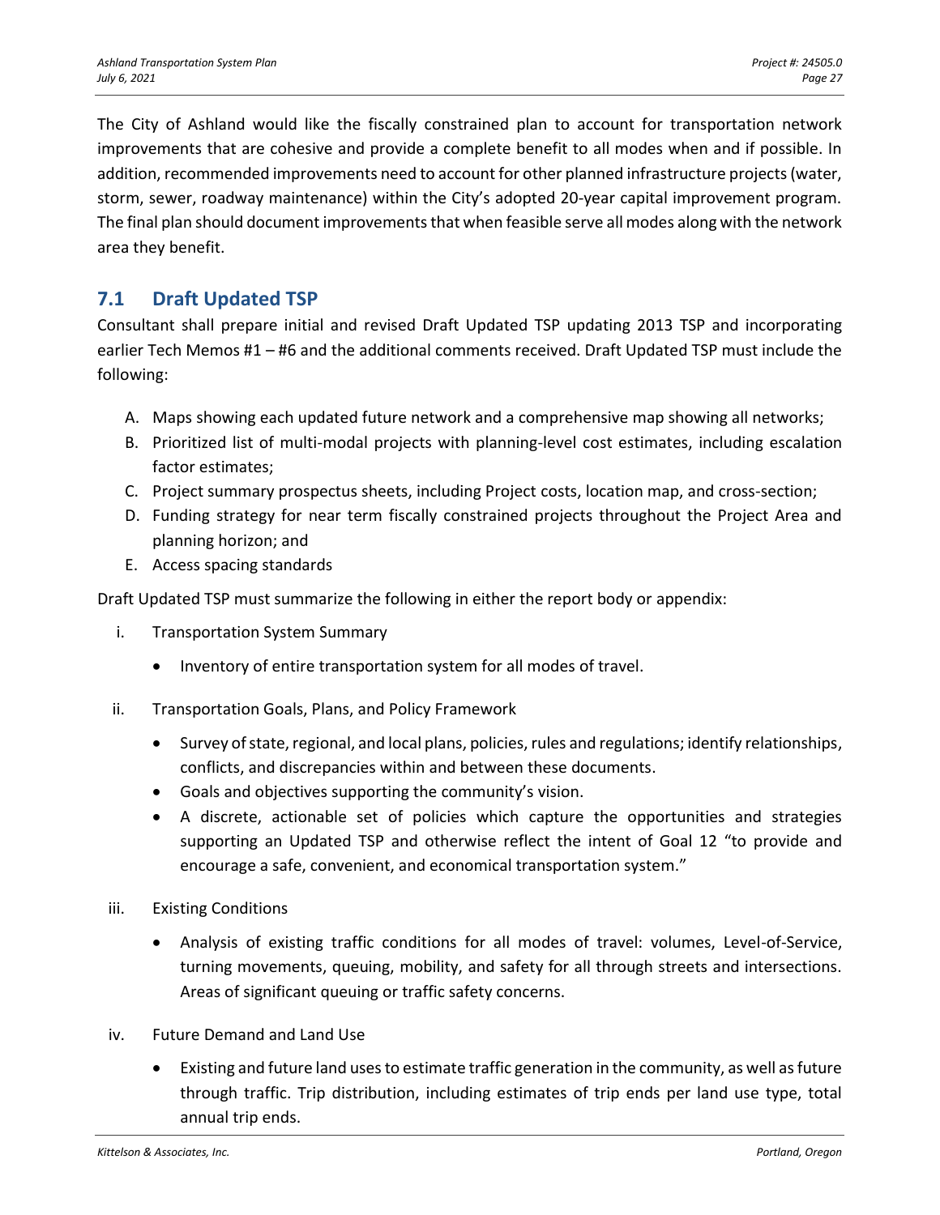The City of Ashland would like the fiscally constrained plan to account for transportation network improvements that are cohesive and provide a complete benefit to all modes when and if possible. In addition, recommended improvements need to account for other planned infrastructure projects (water, storm, sewer, roadway maintenance) within the City's adopted 20-year capital improvement program. The final plan should document improvements that when feasible serve all modes along with the network area they benefit.

## 7.1 Draft Updated TSP

Consultant shall prepare initial and revised Draft Updated TSP updating 2013 TSP and incorporating earlier Tech Memos #1 – #6 and the additional comments received. Draft Updated TSP must include the following:

A. Maps showing each updated future network and a comprehensive map showing all networks;
B. Prioritized list of multi-modal projects with planning-level cost estimates, including escalation factor estimates;
C. Project summary prospectus sheets, including Project costs, location map, and cross-section;
D. Funding strategy for near term fiscally constrained projects throughout the Project Area and planning horizon; and
E. Access spacing standards

Draft Updated TSP must summarize the following in either the report body or appendix:

i. Transportation System Summary
   - Inventory of entire transportation system for all modes of travel.

ii. Transportation Goals, Plans, and Policy Framework
   - Survey of state, regional, and local plans, policies, rules and regulations; identify relationships, conflicts, and discrepancies within and between these documents.
   - Goals and objectives supporting the community's vision.
   - A discrete, actionable set of policies which capture the opportunities and strategies supporting an Updated TSP and otherwise reflect the intent of Goal 12 "to provide and encourage a safe, convenient, and economical transportation system."

iii. Existing Conditions
   - Analysis of existing traffic conditions for all modes of travel: volumes, Level-of-Service, turning movements, queuing, mobility, and safety for all through streets and intersections. Areas of significant queuing or traffic safety concerns.

iv. Future Demand and Land Use
   - Existing and future land uses to estimate traffic generation in the community, as well as future through traffic. Trip distribution, including estimates of trip ends per land use type, total annual trip ends.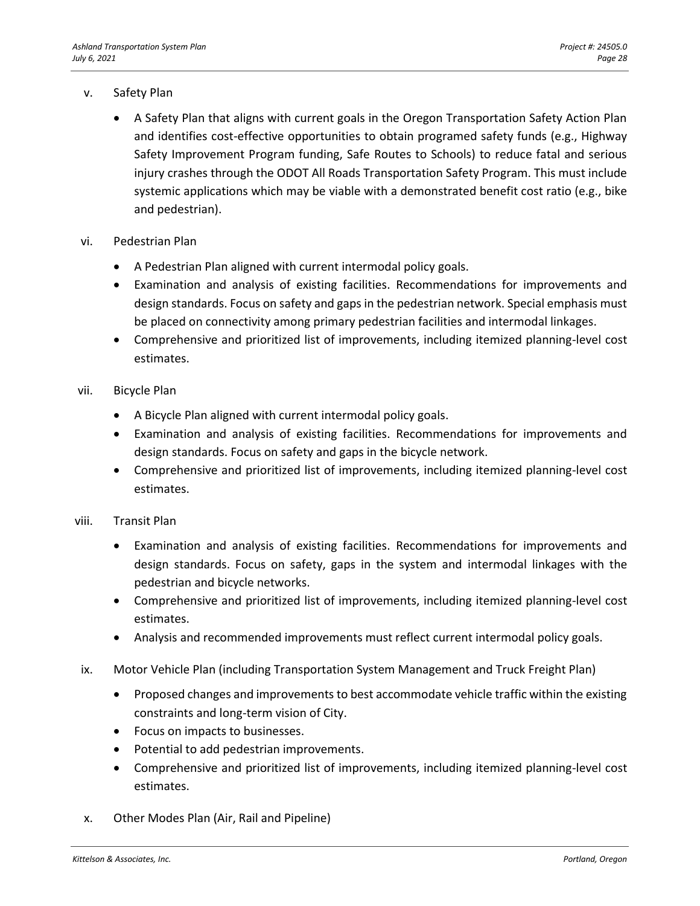v. Safety Plan

- A Safety Plan that aligns with current goals in the Oregon Transportation Safety Action Plan and identifies cost-effective opportunities to obtain programed safety funds (e.g., Highway Safety Improvement Program funding, Safe Routes to Schools) to reduce fatal and serious injury crashes through the ODOT All Roads Transportation Safety Program. This must include systemic applications which may be viable with a demonstrated benefit cost ratio (e.g., bike and pedestrian).

vi. Pedestrian Plan

- A Pedestrian Plan aligned with current intermodal policy goals.
- Examination and analysis of existing facilities. Recommendations for improvements and design standards. Focus on safety and gaps in the pedestrian network. Special emphasis must be placed on connectivity among primary pedestrian facilities and intermodal linkages.
- Comprehensive and prioritized list of improvements, including itemized planning-level cost estimates.

vii. Bicycle Plan

- A Bicycle Plan aligned with current intermodal policy goals.
- Examination and analysis of existing facilities. Recommendations for improvements and design standards. Focus on safety and gaps in the bicycle network.
- Comprehensive and prioritized list of improvements, including itemized planning-level cost estimates.

viii. Transit Plan

- Examination and analysis of existing facilities. Recommendations for improvements and design standards. Focus on safety, gaps in the system and intermodal linkages with the pedestrian and bicycle networks.
- Comprehensive and prioritized list of improvements, including itemized planning-level cost estimates.
- Analysis and recommended improvements must reflect current intermodal policy goals.

ix. Motor Vehicle Plan (including Transportation System Management and Truck Freight Plan)

- Proposed changes and improvements to best accommodate vehicle traffic within the existing constraints and long-term vision of City.
- Focus on impacts to businesses.
- Potential to add pedestrian improvements.
- Comprehensive and prioritized list of improvements, including itemized planning-level cost estimates.

x. Other Modes Plan (Air, Rail and Pipeline)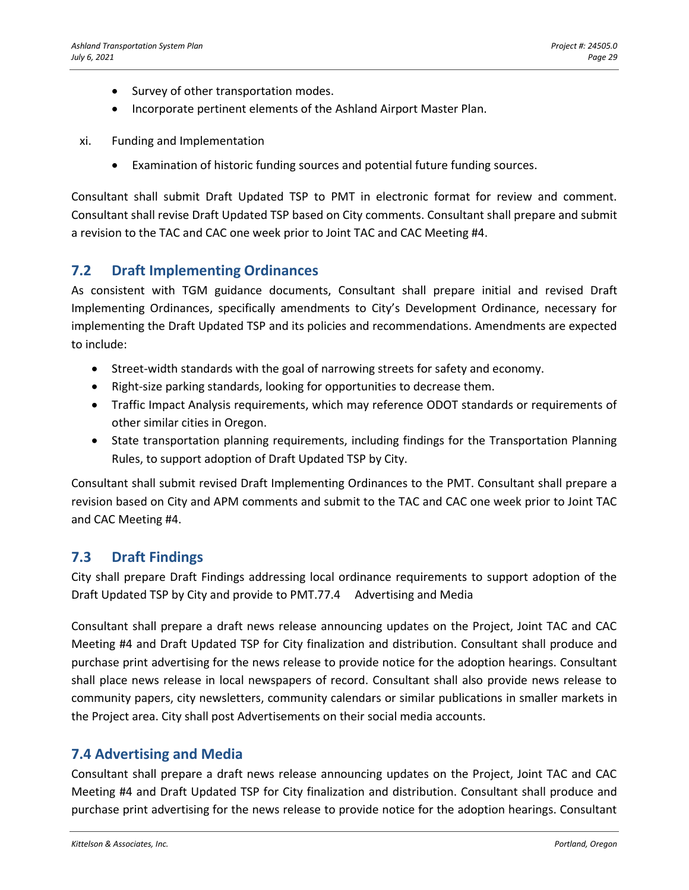- Survey of other transportation modes.
- Incorporate pertinent elements of the Ashland Airport Master Plan.

xi. Funding and Implementation

- Examination of historic funding sources and potential future funding sources.

Consultant shall submit Draft Updated TSP to PMT in electronic format for review and comment. Consultant shall revise Draft Updated TSP based on City comments. Consultant shall prepare and submit a revision to the TAC and CAC one week prior to Joint TAC and CAC Meeting #4.

## 7.2 Draft Implementing Ordinances

As consistent with TGM guidance documents, Consultant shall prepare initial and revised Draft Implementing Ordinances, specifically amendments to City's Development Ordinance, necessary for implementing the Draft Updated TSP and its policies and recommendations. Amendments are expected to include:

- Street-width standards with the goal of narrowing streets for safety and economy.
- Right-size parking standards, looking for opportunities to decrease them.
- Traffic Impact Analysis requirements, which may reference ODOT standards or requirements of other similar cities in Oregon.
- State transportation planning requirements, including findings for the Transportation Planning Rules, to support adoption of Draft Updated TSP by City.

Consultant shall submit revised Draft Implementing Ordinances to the PMT. Consultant shall prepare a revision based on City and APM comments and submit to the TAC and CAC one week prior to Joint TAC and CAC Meeting #4.

## 7.3 Draft Findings

City shall prepare Draft Findings addressing local ordinance requirements to support adoption of the Draft Updated TSP by City and provide to PMT.77.4 Advertising and Media

Consultant shall prepare a draft news release announcing updates on the Project, Joint TAC and CAC Meeting #4 and Draft Updated TSP for City finalization and distribution. Consultant shall produce and purchase print advertising for the news release to provide notice for the adoption hearings. Consultant shall place news release in local newspapers of record. Consultant shall also provide news release to community papers, city newsletters, community calendars or similar publications in smaller markets in the Project area. City shall post Advertisements on their social media accounts.

## 7.4 Advertising and Media

Consultant shall prepare a draft news release announcing updates on the Project, Joint TAC and CAC Meeting #4 and Draft Updated TSP for City finalization and distribution. Consultant shall produce and purchase print advertising for the news release to provide notice for the adoption hearings. Consultant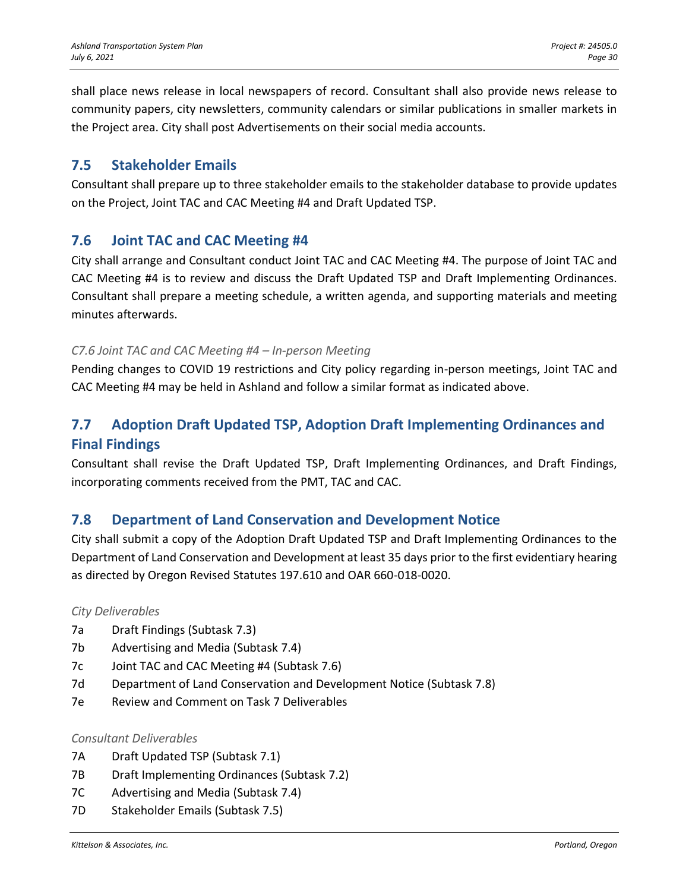shall place news release in local newspapers of record. Consultant shall also provide news release to community papers, city newsletters, community calendars or similar publications in smaller markets in the Project area. City shall post Advertisements on their social media accounts.

## 7.5 Stakeholder Emails

Consultant shall prepare up to three stakeholder emails to the stakeholder database to provide updates on the Project, Joint TAC and CAC Meeting #4 and Draft Updated TSP.

## 7.6 Joint TAC and CAC Meeting #4

City shall arrange and Consultant conduct Joint TAC and CAC Meeting #4. The purpose of Joint TAC and CAC Meeting #4 is to review and discuss the Draft Updated TSP and Draft Implementing Ordinances. Consultant shall prepare a meeting schedule, a written agenda, and supporting materials and meeting minutes afterwards.

*C7.6 Joint TAC and CAC Meeting #4 – In-person Meeting*

Pending changes to COVID 19 restrictions and City policy regarding in-person meetings, Joint TAC and CAC Meeting #4 may be held in Ashland and follow a similar format as indicated above.

## 7.7 Adoption Draft Updated TSP, Adoption Draft Implementing Ordinances and Final Findings

Consultant shall revise the Draft Updated TSP, Draft Implementing Ordinances, and Draft Findings, incorporating comments received from the PMT, TAC and CAC.

## 7.8 Department of Land Conservation and Development Notice

City shall submit a copy of the Adoption Draft Updated TSP and Draft Implementing Ordinances to the Department of Land Conservation and Development at least 35 days prior to the first evidentiary hearing as directed by Oregon Revised Statutes 197.610 and OAR 660-018-0020.

*City Deliverables*

- 7a Draft Findings (Subtask 7.3)
- 7b Advertising and Media (Subtask 7.4)
- 7c Joint TAC and CAC Meeting #4 (Subtask 7.6)
- 7d Department of Land Conservation and Development Notice (Subtask 7.8)
- 7e Review and Comment on Task 7 Deliverables

*Consultant Deliverables*

- 7A Draft Updated TSP (Subtask 7.1)
- 7B Draft Implementing Ordinances (Subtask 7.2)
- 7C Advertising and Media (Subtask 7.4)
- 7D Stakeholder Emails (Subtask 7.5)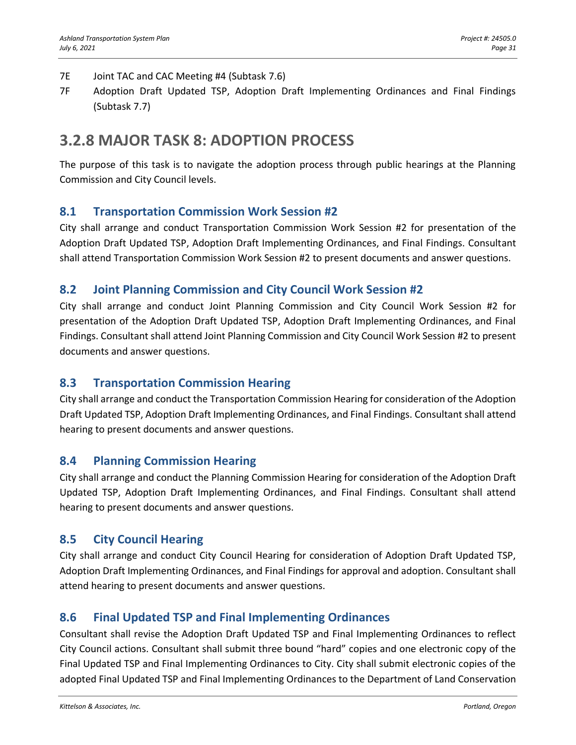7E Joint TAC and CAC Meeting #4 (Subtask 7.6)

7F Adoption Draft Updated TSP, Adoption Draft Implementing Ordinances and Final Findings (Subtask 7.7)

# 3.2.8 MAJOR TASK 8: ADOPTION PROCESS

The purpose of this task is to navigate the adoption process through public hearings at the Planning Commission and City Council levels.

## 8.1 Transportation Commission Work Session #2

City shall arrange and conduct Transportation Commission Work Session #2 for presentation of the Adoption Draft Updated TSP, Adoption Draft Implementing Ordinances, and Final Findings. Consultant shall attend Transportation Commission Work Session #2 to present documents and answer questions.

## 8.2 Joint Planning Commission and City Council Work Session #2

City shall arrange and conduct Joint Planning Commission and City Council Work Session #2 for presentation of the Adoption Draft Updated TSP, Adoption Draft Implementing Ordinances, and Final Findings. Consultant shall attend Joint Planning Commission and City Council Work Session #2 to present documents and answer questions.

## 8.3 Transportation Commission Hearing

City shall arrange and conduct the Transportation Commission Hearing for consideration of the Adoption Draft Updated TSP, Adoption Draft Implementing Ordinances, and Final Findings. Consultant shall attend hearing to present documents and answer questions.

## 8.4 Planning Commission Hearing

City shall arrange and conduct the Planning Commission Hearing for consideration of the Adoption Draft Updated TSP, Adoption Draft Implementing Ordinances, and Final Findings. Consultant shall attend hearing to present documents and answer questions.

## 8.5 City Council Hearing

City shall arrange and conduct City Council Hearing for consideration of Adoption Draft Updated TSP, Adoption Draft Implementing Ordinances, and Final Findings for approval and adoption. Consultant shall attend hearing to present documents and answer questions.

## 8.6 Final Updated TSP and Final Implementing Ordinances

Consultant shall revise the Adoption Draft Updated TSP and Final Implementing Ordinances to reflect City Council actions. Consultant shall submit three bound "hard" copies and one electronic copy of the Final Updated TSP and Final Implementing Ordinances to City. City shall submit electronic copies of the adopted Final Updated TSP and Final Implementing Ordinances to the Department of Land Conservation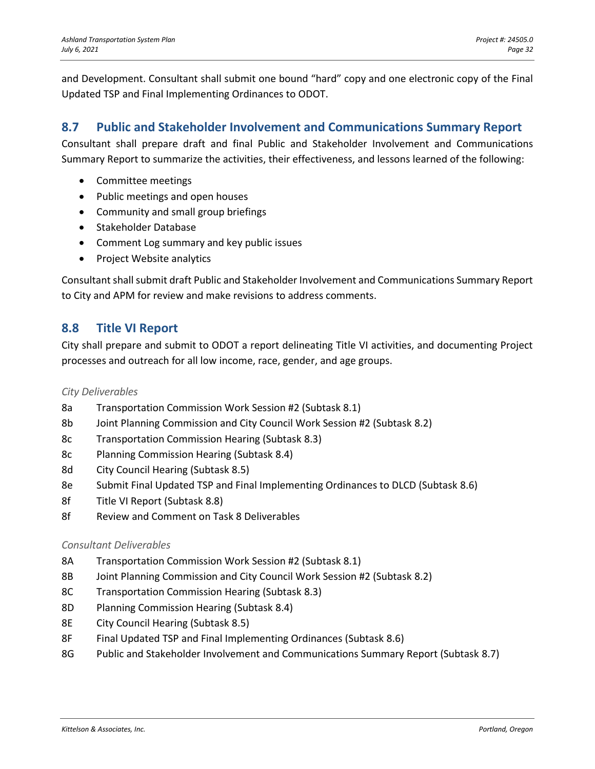and Development. Consultant shall submit one bound "hard" copy and one electronic copy of the Final Updated TSP and Final Implementing Ordinances to ODOT.

## 8.7 Public and Stakeholder Involvement and Communications Summary Report

Consultant shall prepare draft and final Public and Stakeholder Involvement and Communications Summary Report to summarize the activities, their effectiveness, and lessons learned of the following:

- Committee meetings
- Public meetings and open houses
- Community and small group briefings
- Stakeholder Database
- Comment Log summary and key public issues
- Project Website analytics

Consultant shall submit draft Public and Stakeholder Involvement and Communications Summary Report to City and APM for review and make revisions to address comments.

## 8.8 Title VI Report

City shall prepare and submit to ODOT a report delineating Title VI activities, and documenting Project processes and outreach for all low income, race, gender, and age groups.

*City Deliverables*

8a Transportation Commission Work Session #2 (Subtask 8.1)
8b Joint Planning Commission and City Council Work Session #2 (Subtask 8.2)
8c Transportation Commission Hearing (Subtask 8.3)
8c Planning Commission Hearing (Subtask 8.4)
8d City Council Hearing (Subtask 8.5)
8e Submit Final Updated TSP and Final Implementing Ordinances to DLCD (Subtask 8.6)
8f Title VI Report (Subtask 8.8)
8f Review and Comment on Task 8 Deliverables

*Consultant Deliverables*

8A Transportation Commission Work Session #2 (Subtask 8.1)
8B Joint Planning Commission and City Council Work Session #2 (Subtask 8.2)
8C Transportation Commission Hearing (Subtask 8.3)
8D Planning Commission Hearing (Subtask 8.4)
8E City Council Hearing (Subtask 8.5)
8F Final Updated TSP and Final Implementing Ordinances (Subtask 8.6)
8G Public and Stakeholder Involvement and Communications Summary Report (Subtask 8.7)